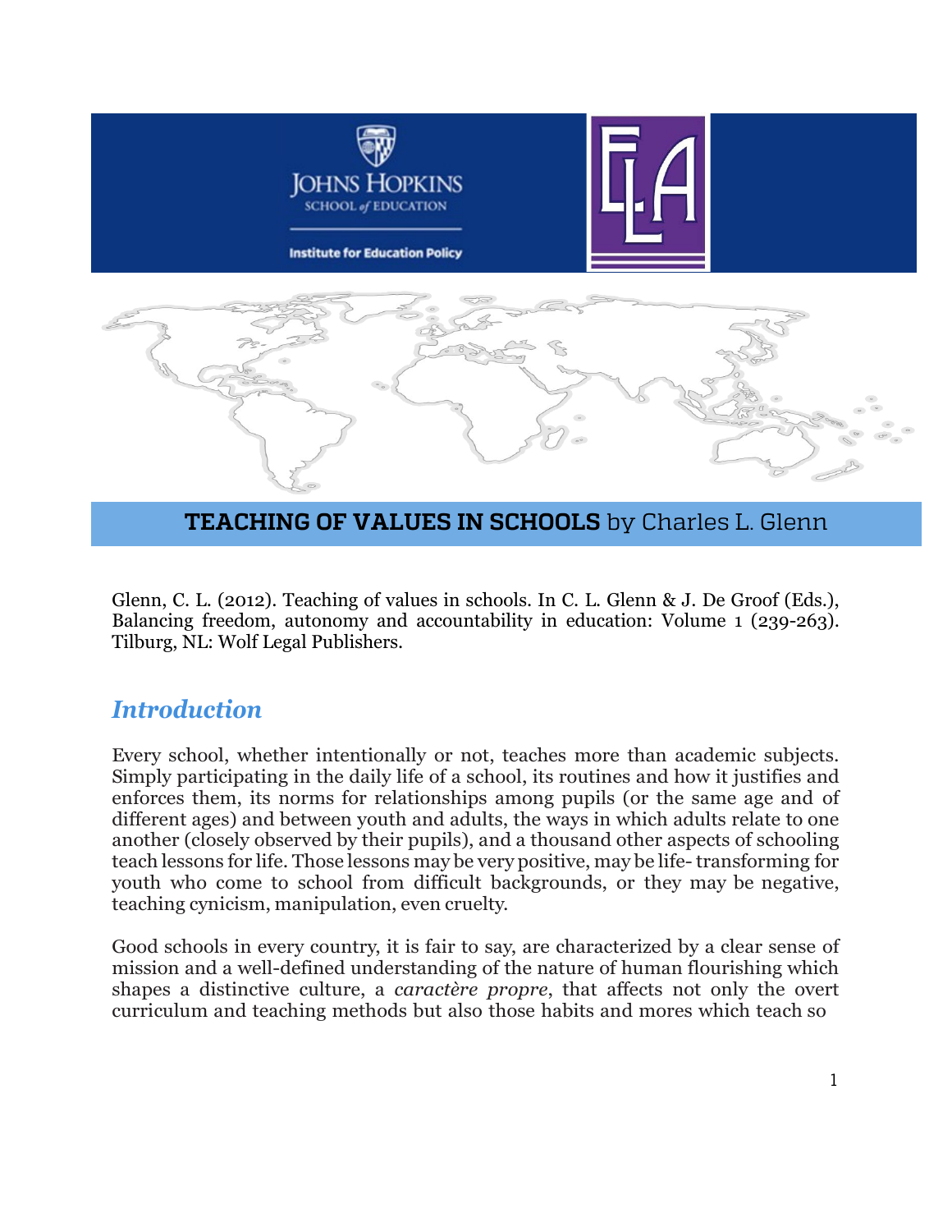Johns Hopkins School of Education

Institute for Education Policy

**TEACHING OF VALUES IN SCHOOLS** by Charles L. Glenn

Glenn, C. L. (2012). Teaching of values in schools. In C. L. Glenn & J. De Groof (Eds.), Balancing freedom, autonomy and accountability in education: Volume 1 (239-263). Tilburg, NL: Wolf Legal Publishers.

## *Introduction*

Every school, whether intentionally or not, teaches more than academic subjects. Simply participating in the daily life of a school, its routines and how it justifies and enforces them, its norms for relationships among pupils (or the same age and of different ages) and between youth and adults, the ways in which adults relate to one another (closely observed by their pupils), and a thousand other aspects of schooling teach lessons for life. Those lessons may be very positive, may be life- transforming for youth who come to school from difficult backgrounds, or they may be negative, teaching cynicism, manipulation, even cruelty.

Good schools in every country, it is fair to say, are characterized by a clear sense of mission and a well-defined understanding of the nature of human flourishing which shapes a distinctive culture, a *caractère propre*, that affects not only the overt curriculum and teaching methods but also those habits and mores which teach so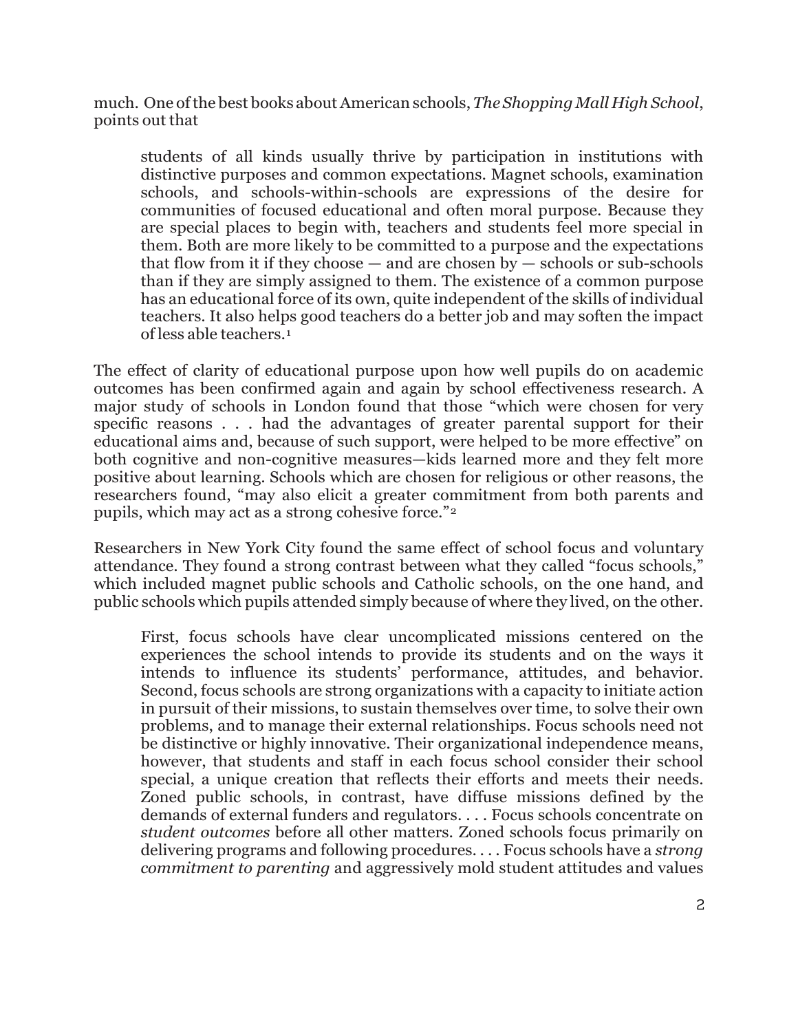much. One of the best books about American schools, *The Shopping Mall High School*, points out that

> students of all kinds usually thrive by participation in institutions with distinctive purposes and common expectations. Magnet schools, examination schools, and schools-within-schools are expressions of the desire for communities of focused educational and often moral purpose. Because they are special places to begin with, teachers and students feel more special in them. Both are more likely to be committed to a purpose and the expectations that flow from it if they choose — and are chosen by — schools or sub-schools than if they are simply assigned to them. The existence of a common purpose has an educational force of its own, quite independent of the skills of individual teachers. It also helps good teachers do a better job and may soften the impact of less able teachers.[1]

The effect of clarity of educational purpose upon how well pupils do on academic outcomes has been confirmed again and again by school effectiveness research. A major study of schools in London found that those "which were chosen for very specific reasons . . . had the advantages of greater parental support for their educational aims and, because of such support, were helped to be more effective" on both cognitive and non-cognitive measures—kids learned more and they felt more positive about learning. Schools which are chosen for religious or other reasons, the researchers found, "may also elicit a greater commitment from both parents and pupils, which may act as a strong cohesive force."[2]

Researchers in New York City found the same effect of school focus and voluntary attendance. They found a strong contrast between what they called "focus schools," which included magnet public schools and Catholic schools, on the one hand, and public schools which pupils attended simply because of where they lived, on the other.

> First, focus schools have clear uncomplicated missions centered on the experiences the school intends to provide its students and on the ways it intends to influence its students' performance, attitudes, and behavior. Second, focus schools are strong organizations with a capacity to initiate action in pursuit of their missions, to sustain themselves over time, to solve their own problems, and to manage their external relationships. Focus schools need not be distinctive or highly innovative. Their organizational independence means, however, that students and staff in each focus school consider their school special, a unique creation that reflects their efforts and meets their needs. Zoned public schools, in contrast, have diffuse missions defined by the demands of external funders and regulators. . . . Focus schools concentrate on *student outcomes* before all other matters. Zoned schools focus primarily on delivering programs and following procedures. . . . Focus schools have a *strong commitment to parenting* and aggressively mold student attitudes and values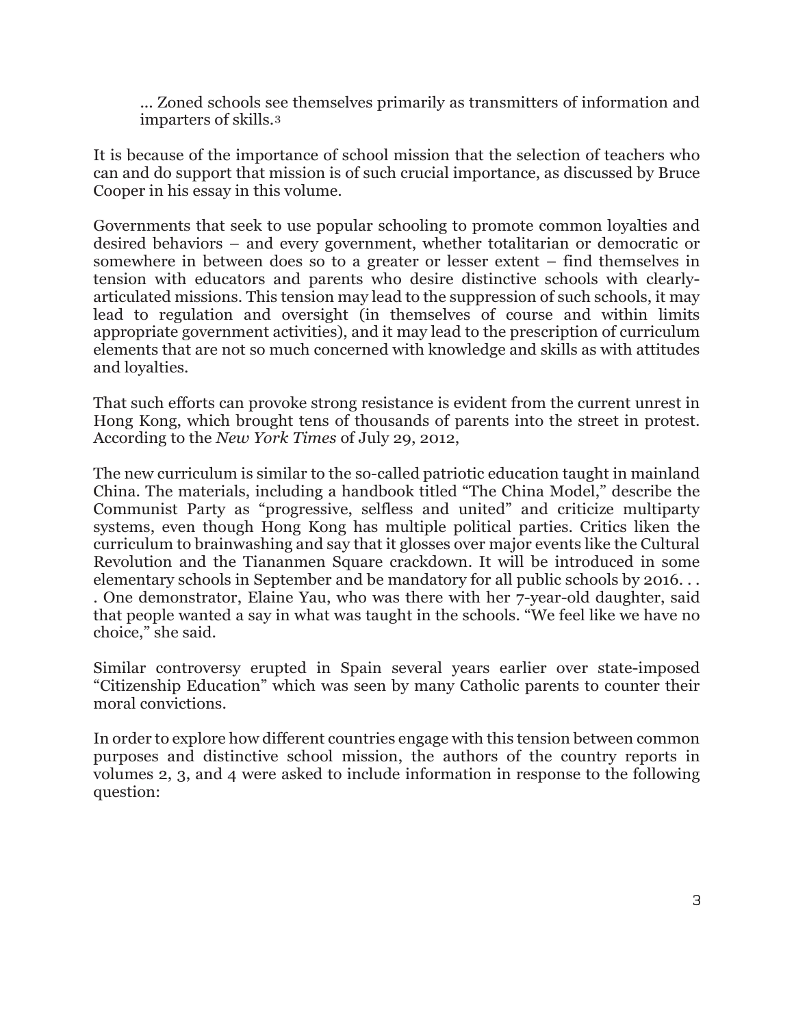> ... Zoned schools see themselves primarily as transmitters of information and imparters of skills.[3]

It is because of the importance of school mission that the selection of teachers who can and do support that mission is of such crucial importance, as discussed by Bruce Cooper in his essay in this volume.

Governments that seek to use popular schooling to promote common loyalties and desired behaviors – and every government, whether totalitarian or democratic or somewhere in between does so to a greater or lesser extent – find themselves in tension with educators and parents who desire distinctive schools with clearly-articulated missions. This tension may lead to the suppression of such schools, it may lead to regulation and oversight (in themselves of course and within limits appropriate government activities), and it may lead to the prescription of curriculum elements that are not so much concerned with knowledge and skills as with attitudes and loyalties.

That such efforts can provoke strong resistance is evident from the current unrest in Hong Kong, which brought tens of thousands of parents into the street in protest. According to the *New York Times* of July 29, 2012,

The new curriculum is similar to the so-called patriotic education taught in mainland China. The materials, including a handbook titled "The China Model," describe the Communist Party as "progressive, selfless and united" and criticize multiparty systems, even though Hong Kong has multiple political parties. Critics liken the curriculum to brainwashing and say that it glosses over major events like the Cultural Revolution and the Tiananmen Square crackdown. It will be introduced in some elementary schools in September and be mandatory for all public schools by 2016. . . . One demonstrator, Elaine Yau, who was there with her 7-year-old daughter, said that people wanted a say in what was taught in the schools. "We feel like we have no choice," she said.

Similar controversy erupted in Spain several years earlier over state-imposed "Citizenship Education" which was seen by many Catholic parents to counter their moral convictions.

In order to explore how different countries engage with this tension between common purposes and distinctive school mission, the authors of the country reports in volumes 2, 3, and 4 were asked to include information in response to the following question: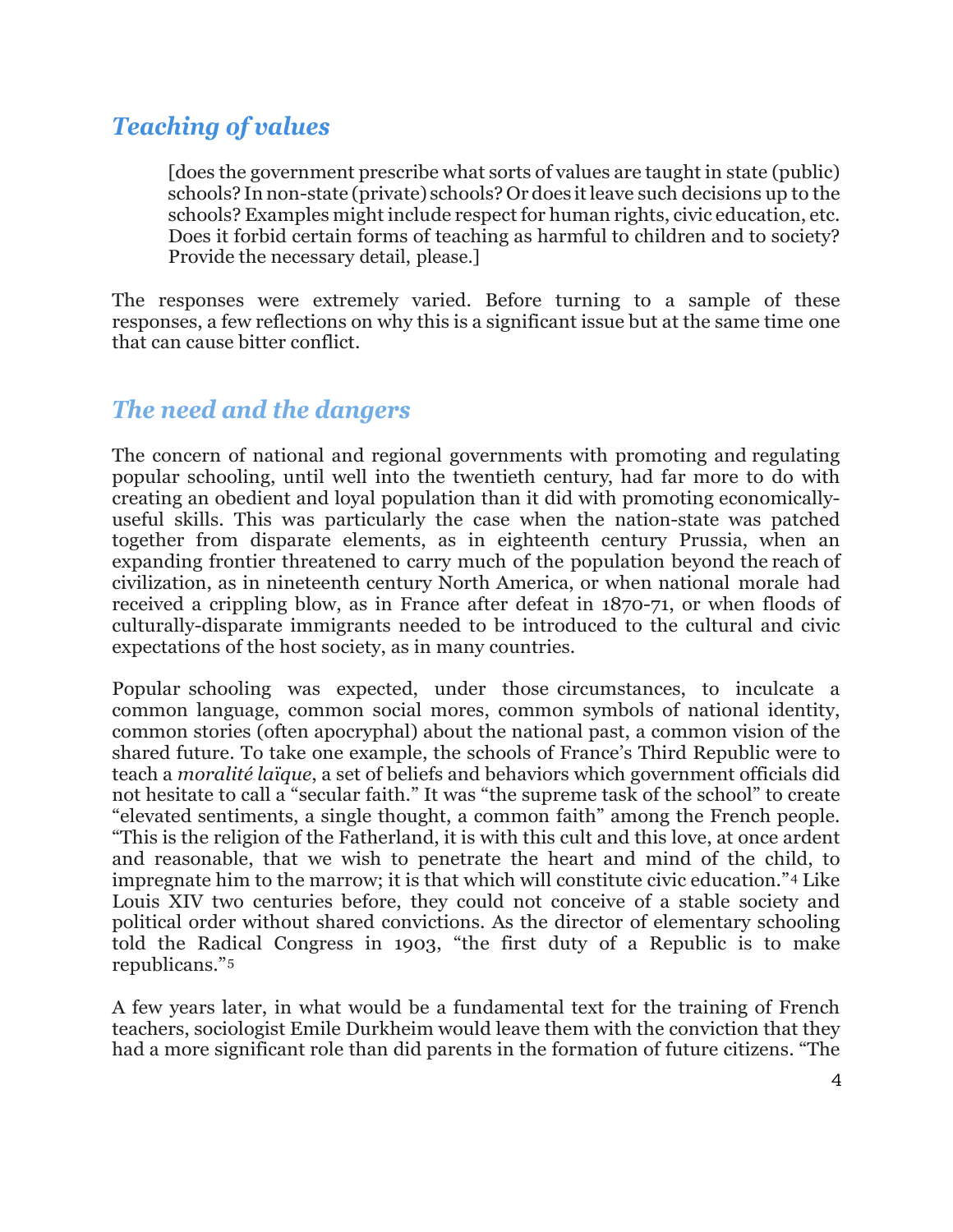## *Teaching of values*

> [does the government prescribe what sorts of values are taught in state (public) schools? In non-state (private) schools? Or does it leave such decisions up to the schools? Examples might include respect for human rights, civic education, etc. Does it forbid certain forms of teaching as harmful to children and to society? Provide the necessary detail, please.]

The responses were extremely varied. Before turning to a sample of these responses, a few reflections on why this is a significant issue but at the same time one that can cause bitter conflict.

## *The need and the dangers*

The concern of national and regional governments with promoting and regulating popular schooling, until well into the twentieth century, had far more to do with creating an obedient and loyal population than it did with promoting economically-useful skills. This was particularly the case when the nation-state was patched together from disparate elements, as in eighteenth century Prussia, when an expanding frontier threatened to carry much of the population beyond the reach of civilization, as in nineteenth century North America, or when national morale had received a crippling blow, as in France after defeat in 1870-71, or when floods of culturally-disparate immigrants needed to be introduced to the cultural and civic expectations of the host society, as in many countries.

Popular schooling was expected, under those circumstances, to inculcate a common language, common social mores, common symbols of national identity, common stories (often apocryphal) about the national past, a common vision of the shared future. To take one example, the schools of France's Third Republic were to teach a *moralité laïque*, a set of beliefs and behaviors which government officials did not hesitate to call a "secular faith." It was "the supreme task of the school" to create "elevated sentiments, a single thought, a common faith" among the French people. "This is the religion of the Fatherland, it is with this cult and this love, at once ardent and reasonable, that we wish to penetrate the heart and mind of the child, to impregnate him to the marrow; it is that which will constitute civic education."[4] Like Louis XIV two centuries before, they could not conceive of a stable society and political order without shared convictions. As the director of elementary schooling told the Radical Congress in 1903, "the first duty of a Republic is to make republicans."[5]

A few years later, in what would be a fundamental text for the training of French teachers, sociologist Emile Durkheim would leave them with the conviction that they had a more significant role than did parents in the formation of future citizens. "The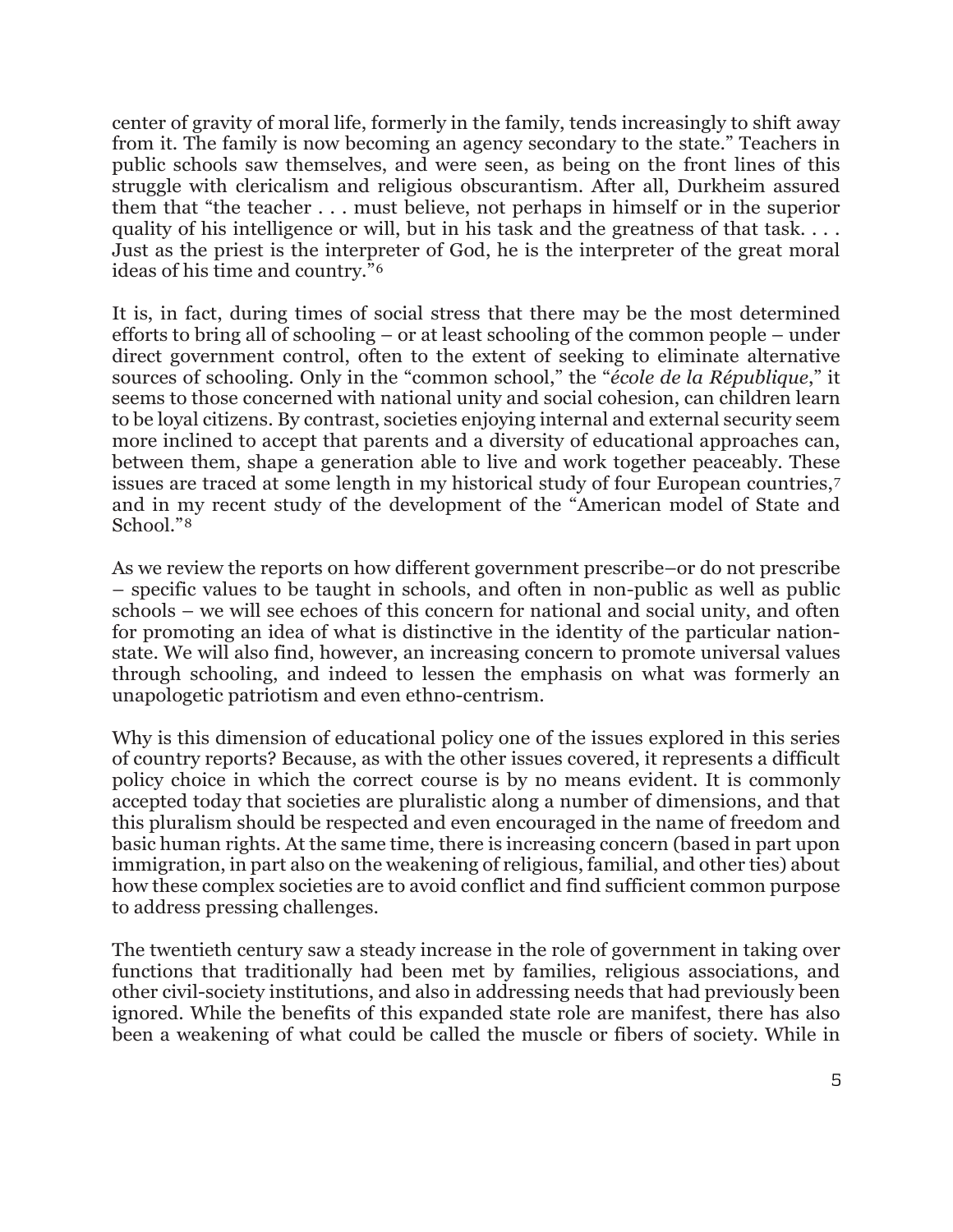center of gravity of moral life, formerly in the family, tends increasingly to shift away from it. The family is now becoming an agency secondary to the state." Teachers in public schools saw themselves, and were seen, as being on the front lines of this struggle with clericalism and religious obscurantism. After all, Durkheim assured them that "the teacher . . . must believe, not perhaps in himself or in the superior quality of his intelligence or will, but in his task and the greatness of that task. . . . Just as the priest is the interpreter of God, he is the interpreter of the great moral ideas of his time and country."[6]

It is, in fact, during times of social stress that there may be the most determined efforts to bring all of schooling – or at least schooling of the common people – under direct government control, often to the extent of seeking to eliminate alternative sources of schooling. Only in the "common school," the "*école de la République*," it seems to those concerned with national unity and social cohesion, can children learn to be loyal citizens. By contrast, societies enjoying internal and external security seem more inclined to accept that parents and a diversity of educational approaches can, between them, shape a generation able to live and work together peaceably. These issues are traced at some length in my historical study of four European countries,[7] and in my recent study of the development of the "American model of State and School."[8]

As we review the reports on how different government prescribe–or do not prescribe – specific values to be taught in schools, and often in non-public as well as public schools – we will see echoes of this concern for national and social unity, and often for promoting an idea of what is distinctive in the identity of the particular nation-state. We will also find, however, an increasing concern to promote universal values through schooling, and indeed to lessen the emphasis on what was formerly an unapologetic patriotism and even ethno-centrism.

Why is this dimension of educational policy one of the issues explored in this series of country reports? Because, as with the other issues covered, it represents a difficult policy choice in which the correct course is by no means evident. It is commonly accepted today that societies are pluralistic along a number of dimensions, and that this pluralism should be respected and even encouraged in the name of freedom and basic human rights. At the same time, there is increasing concern (based in part upon immigration, in part also on the weakening of religious, familial, and other ties) about how these complex societies are to avoid conflict and find sufficient common purpose to address pressing challenges.

The twentieth century saw a steady increase in the role of government in taking over functions that traditionally had been met by families, religious associations, and other civil-society institutions, and also in addressing needs that had previously been ignored. While the benefits of this expanded state role are manifest, there has also been a weakening of what could be called the muscle or fibers of society. While in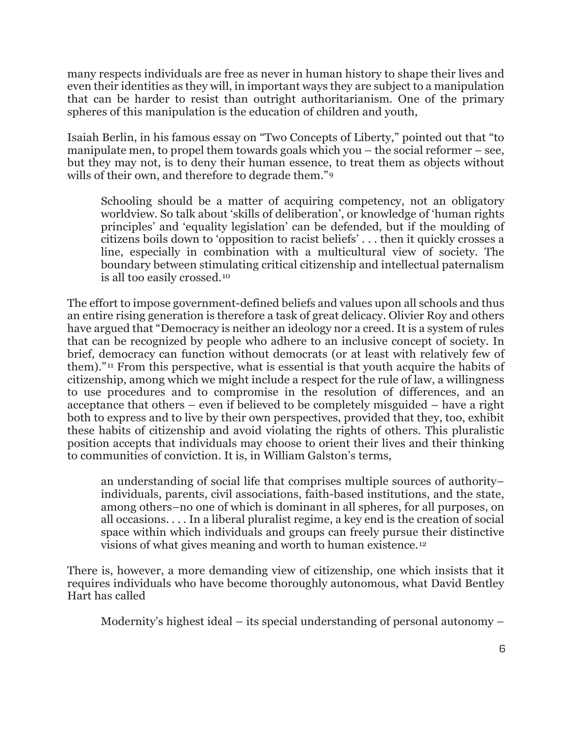many respects individuals are free as never in human history to shape their lives and even their identities as they will, in important ways they are subject to a manipulation that can be harder to resist than outright authoritarianism. One of the primary spheres of this manipulation is the education of children and youth,

Isaiah Berlin, in his famous essay on "Two Concepts of Liberty," pointed out that "to manipulate men, to propel them towards goals which you – the social reformer – see, but they may not, is to deny their human essence, to treat them as objects without wills of their own, and therefore to degrade them."[9]

> Schooling should be a matter of acquiring competency, not an obligatory worldview. So talk about 'skills of deliberation', or knowledge of 'human rights principles' and 'equality legislation' can be defended, but if the moulding of citizens boils down to 'opposition to racist beliefs' . . . then it quickly crosses a line, especially in combination with a multicultural view of society. The boundary between stimulating critical citizenship and intellectual paternalism is all too easily crossed.[10]

The effort to impose government-defined beliefs and values upon all schools and thus an entire rising generation is therefore a task of great delicacy. Olivier Roy and others have argued that "Democracy is neither an ideology nor a creed. It is a system of rules that can be recognized by people who adhere to an inclusive concept of society. In brief, democracy can function without democrats (or at least with relatively few of them)."[11] From this perspective, what is essential is that youth acquire the habits of citizenship, among which we might include a respect for the rule of law, a willingness to use procedures and to compromise in the resolution of differences, and an acceptance that others – even if believed to be completely misguided – have a right both to express and to live by their own perspectives, provided that they, too, exhibit these habits of citizenship and avoid violating the rights of others. This pluralistic position accepts that individuals may choose to orient their lives and their thinking to communities of conviction. It is, in William Galston's terms,

> an understanding of social life that comprises multiple sources of authority– individuals, parents, civil associations, faith-based institutions, and the state, among others–no one of which is dominant in all spheres, for all purposes, on all occasions. . . . In a liberal pluralist regime, a key end is the creation of social space within which individuals and groups can freely pursue their distinctive visions of what gives meaning and worth to human existence.[12]

There is, however, a more demanding view of citizenship, one which insists that it requires individuals who have become thoroughly autonomous, what David Bentley Hart has called

> Modernity's highest ideal – its special understanding of personal autonomy –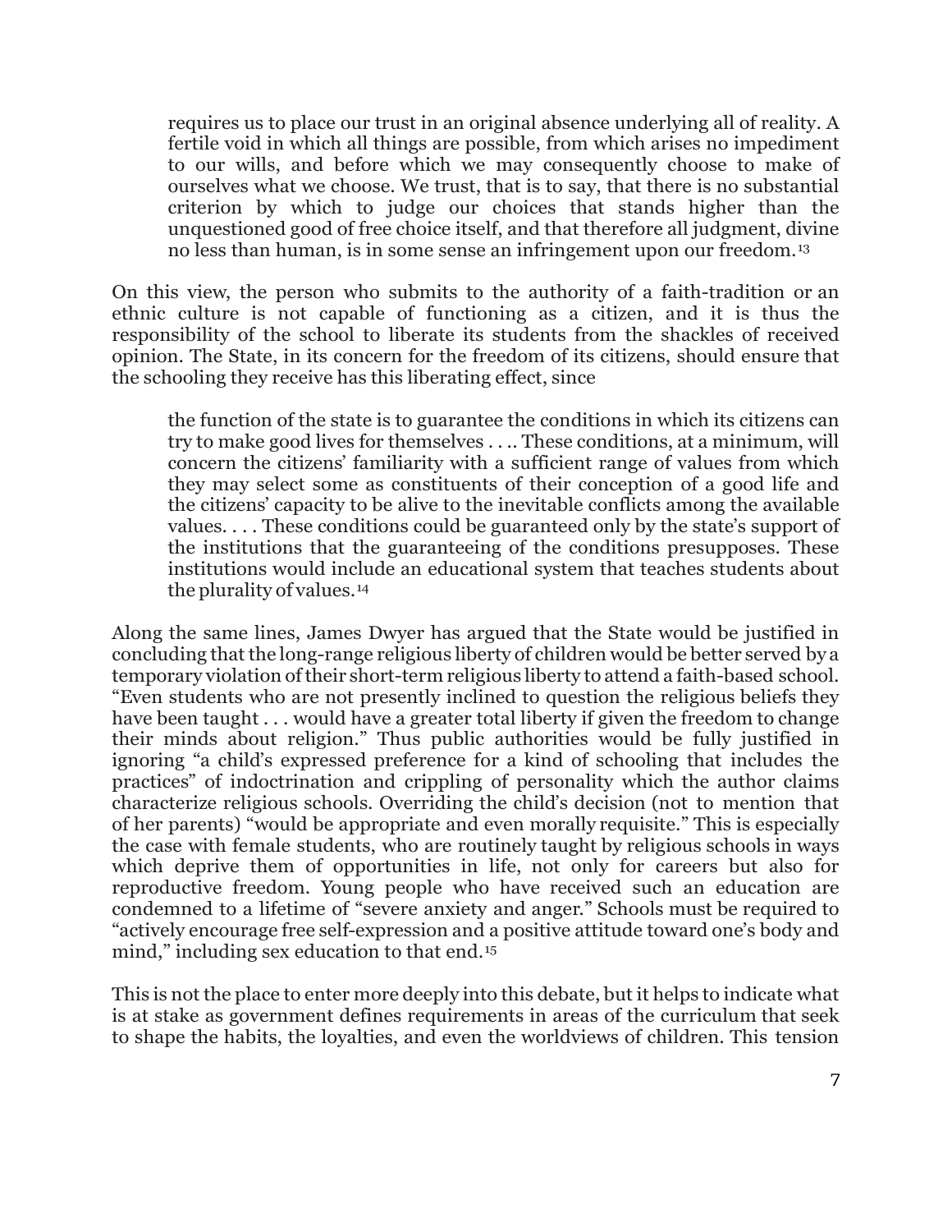> requires us to place our trust in an original absence underlying all of reality. A fertile void in which all things are possible, from which arises no impediment to our wills, and before which we may consequently choose to make of ourselves what we choose. We trust, that is to say, that there is no substantial criterion by which to judge our choices that stands higher than the unquestioned good of free choice itself, and that therefore all judgment, divine no less than human, is in some sense an infringement upon our freedom.[13]

On this view, the person who submits to the authority of a faith-tradition or an ethnic culture is not capable of functioning as a citizen, and it is thus the responsibility of the school to liberate its students from the shackles of received opinion. The State, in its concern for the freedom of its citizens, should ensure that the schooling they receive has this liberating effect, since

> the function of the state is to guarantee the conditions in which its citizens can try to make good lives for themselves . . .. These conditions, at a minimum, will concern the citizens' familiarity with a sufficient range of values from which they may select some as constituents of their conception of a good life and the citizens' capacity to be alive to the inevitable conflicts among the available values. . . . These conditions could be guaranteed only by the state's support of the institutions that the guaranteeing of the conditions presupposes. These institutions would include an educational system that teaches students about the plurality of values.[14]

Along the same lines, James Dwyer has argued that the State would be justified in concluding that the long-range religious liberty of children would be better served by a temporary violation of their short-term religious liberty to attend a faith-based school. "Even students who are not presently inclined to question the religious beliefs they have been taught . . . would have a greater total liberty if given the freedom to change their minds about religion." Thus public authorities would be fully justified in ignoring "a child's expressed preference for a kind of schooling that includes the practices" of indoctrination and crippling of personality which the author claims characterize religious schools. Overriding the child's decision (not to mention that of her parents) "would be appropriate and even morally requisite." This is especially the case with female students, who are routinely taught by religious schools in ways which deprive them of opportunities in life, not only for careers but also for reproductive freedom. Young people who have received such an education are condemned to a lifetime of "severe anxiety and anger." Schools must be required to "actively encourage free self-expression and a positive attitude toward one's body and mind," including sex education to that end.[15]

This is not the place to enter more deeply into this debate, but it helps to indicate what is at stake as government defines requirements in areas of the curriculum that seek to shape the habits, the loyalties, and even the worldviews of children. This tension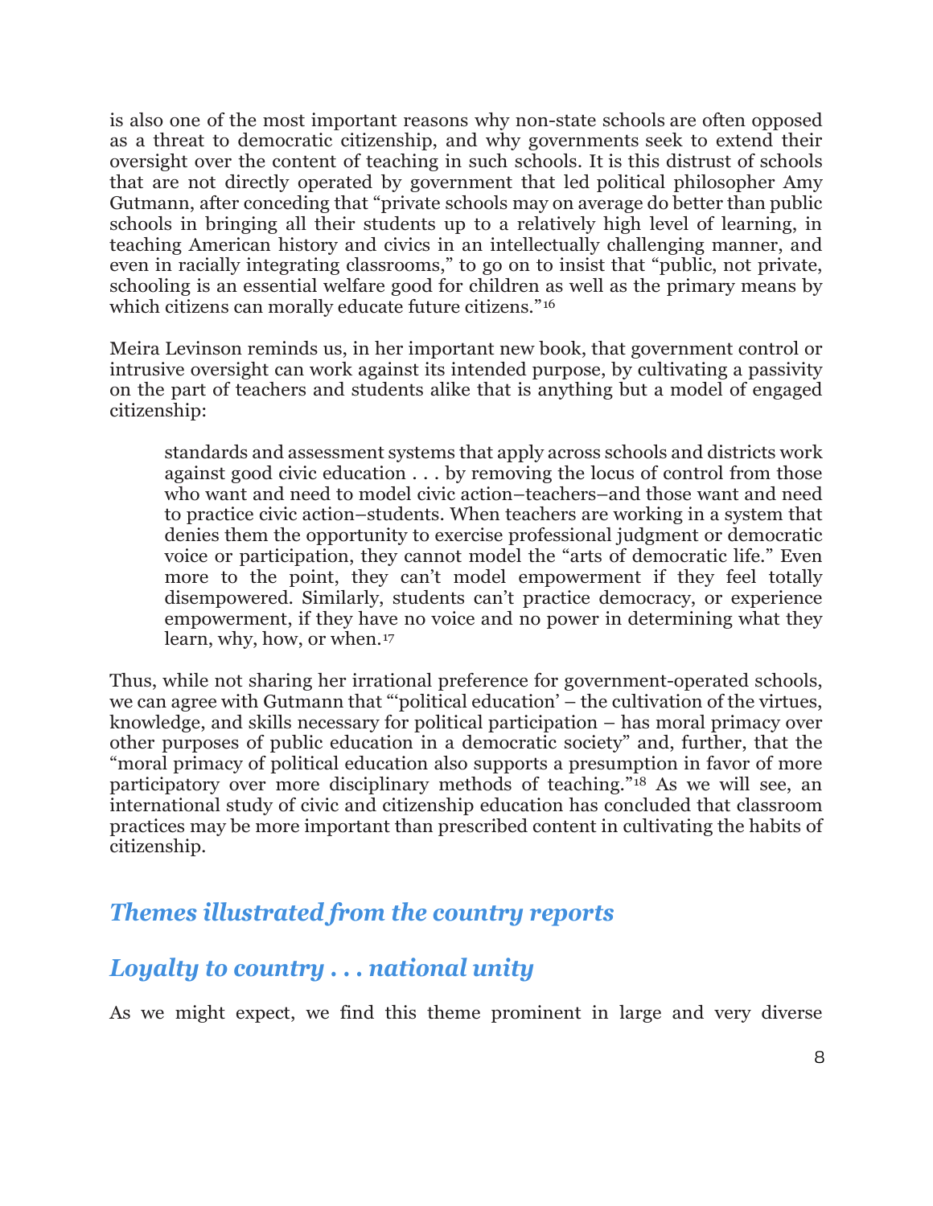is also one of the most important reasons why non-state schools are often opposed as a threat to democratic citizenship, and why governments seek to extend their oversight over the content of teaching in such schools. It is this distrust of schools that are not directly operated by government that led political philosopher Amy Gutmann, after conceding that "private schools may on average do better than public schools in bringing all their students up to a relatively high level of learning, in teaching American history and civics in an intellectually challenging manner, and even in racially integrating classrooms," to go on to insist that "public, not private, schooling is an essential welfare good for children as well as the primary means by which citizens can morally educate future citizens."[16]

Meira Levinson reminds us, in her important new book, that government control or intrusive oversight can work against its intended purpose, by cultivating a passivity on the part of teachers and students alike that is anything but a model of engaged citizenship:

> standards and assessment systems that apply across schools and districts work against good civic education . . . by removing the locus of control from those who want and need to model civic action–teachers–and those want and need to practice civic action–students. When teachers are working in a system that denies them the opportunity to exercise professional judgment or democratic voice or participation, they cannot model the "arts of democratic life." Even more to the point, they can't model empowerment if they feel totally disempowered. Similarly, students can't practice democracy, or experience empowerment, if they have no voice and no power in determining what they learn, why, how, or when.[17]

Thus, while not sharing her irrational preference for government-operated schools, we can agree with Gutmann that "'political education' – the cultivation of the virtues, knowledge, and skills necessary for political participation – has moral primacy over other purposes of public education in a democratic society" and, further, that the "moral primacy of political education also supports a presumption in favor of more participatory over more disciplinary methods of teaching."[18] As we will see, an international study of civic and citizenship education has concluded that classroom practices may be more important than prescribed content in cultivating the habits of citizenship.

## *Themes illustrated from the country reports*

## *Loyalty to country . . . national unity*

As we might expect, we find this theme prominent in large and very diverse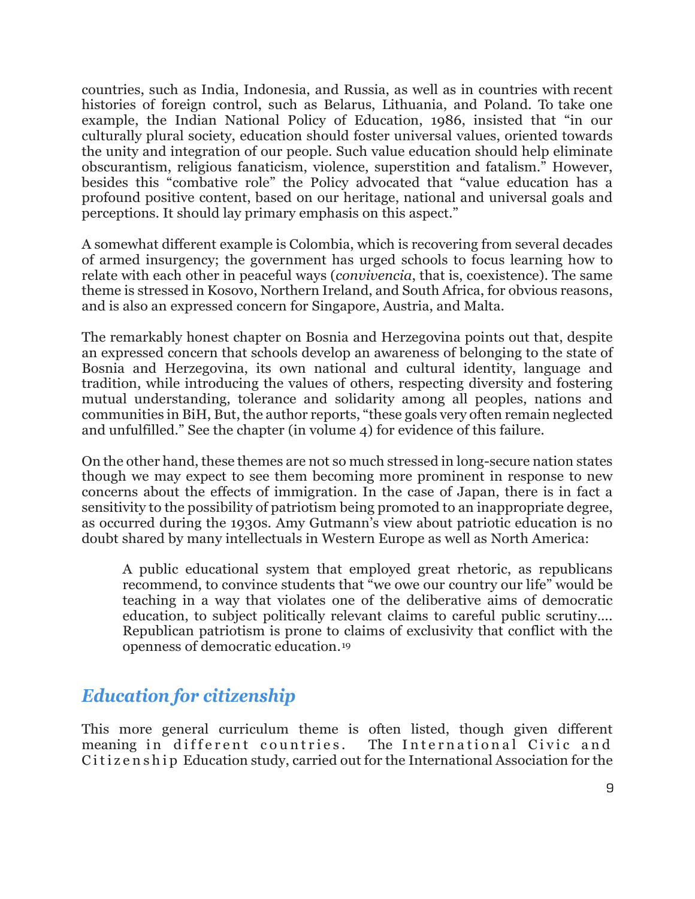countries, such as India, Indonesia, and Russia, as well as in countries with recent histories of foreign control, such as Belarus, Lithuania, and Poland. To take one example, the Indian National Policy of Education, 1986, insisted that "in our culturally plural society, education should foster universal values, oriented towards the unity and integration of our people. Such value education should help eliminate obscurantism, religious fanaticism, violence, superstition and fatalism." However, besides this "combative role" the Policy advocated that "value education has a profound positive content, based on our heritage, national and universal goals and perceptions. It should lay primary emphasis on this aspect."

A somewhat different example is Colombia, which is recovering from several decades of armed insurgency; the government has urged schools to focus learning how to relate with each other in peaceful ways (*convivencia*, that is, coexistence). The same theme is stressed in Kosovo, Northern Ireland, and South Africa, for obvious reasons, and is also an expressed concern for Singapore, Austria, and Malta.

The remarkably honest chapter on Bosnia and Herzegovina points out that, despite an expressed concern that schools develop an awareness of belonging to the state of Bosnia and Herzegovina, its own national and cultural identity, language and tradition, while introducing the values of others, respecting diversity and fostering mutual understanding, tolerance and solidarity among all peoples, nations and communities in BiH, But, the author reports, "these goals very often remain neglected and unfulfilled." See the chapter (in volume 4) for evidence of this failure.

On the other hand, these themes are not so much stressed in long-secure nation states though we may expect to see them becoming more prominent in response to new concerns about the effects of immigration. In the case of Japan, there is in fact a sensitivity to the possibility of patriotism being promoted to an inappropriate degree, as occurred during the 1930s. Amy Gutmann's view about patriotic education is no doubt shared by many intellectuals in Western Europe as well as North America:

> A public educational system that employed great rhetoric, as republicans recommend, to convince students that "we owe our country our life" would be teaching in a way that violates one of the deliberative aims of democratic education, to subject politically relevant claims to careful public scrutiny.... Republican patriotism is prone to claims of exclusivity that conflict with the openness of democratic education.[19]

## *Education for citizenship*

This more general curriculum theme is often listed, though given different meaning in different countries. The International Civic and Citizenship Education study, carried out for the International Association for the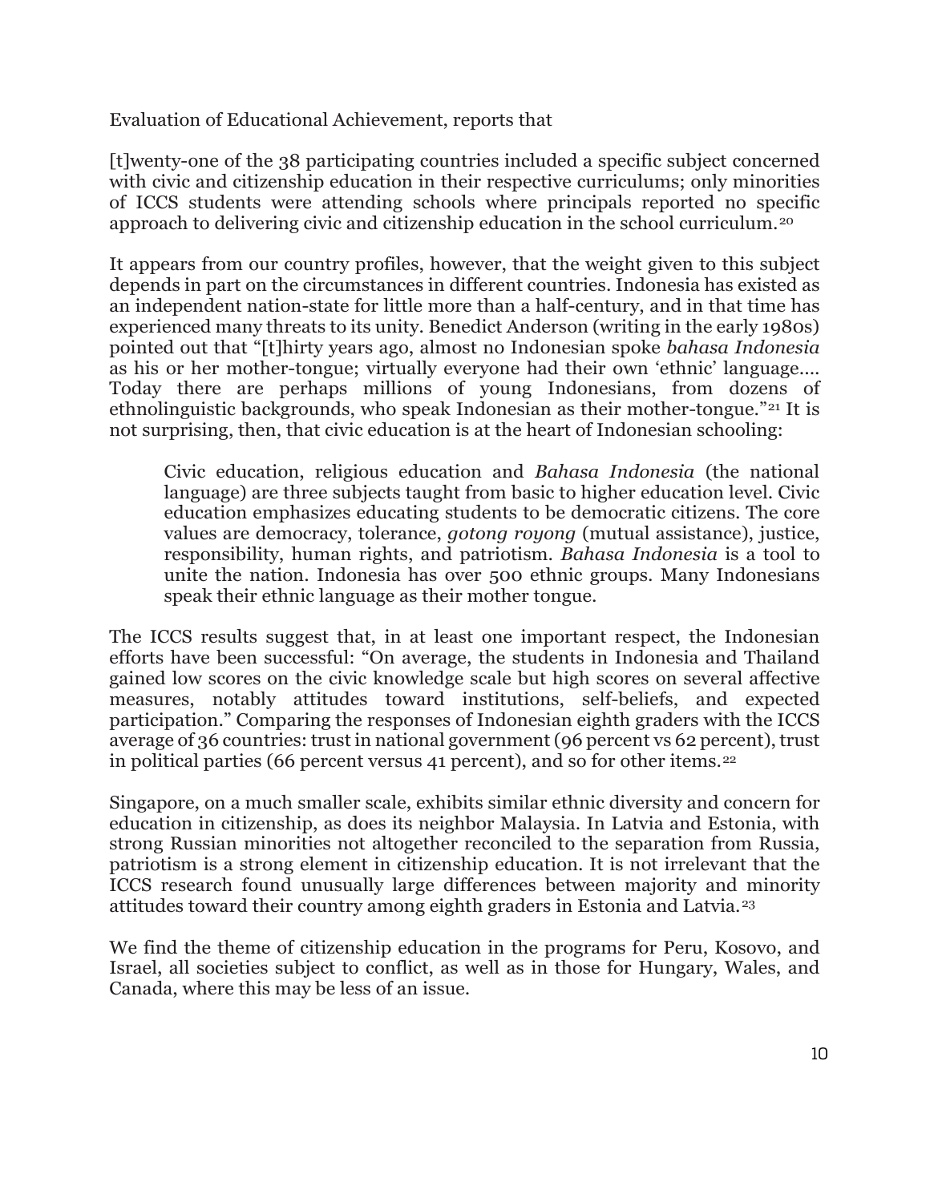Evaluation of Educational Achievement, reports that

[t]wenty-one of the 38 participating countries included a specific subject concerned with civic and citizenship education in their respective curriculums; only minorities of ICCS students were attending schools where principals reported no specific approach to delivering civic and citizenship education in the school curriculum.[20]

It appears from our country profiles, however, that the weight given to this subject depends in part on the circumstances in different countries. Indonesia has existed as an independent nation-state for little more than a half-century, and in that time has experienced many threats to its unity. Benedict Anderson (writing in the early 1980s) pointed out that "[t]hirty years ago, almost no Indonesian spoke *bahasa Indonesia* as his or her mother-tongue; virtually everyone had their own 'ethnic' language.... Today there are perhaps millions of young Indonesians, from dozens of ethnolinguistic backgrounds, who speak Indonesian as their mother-tongue."[21] It is not surprising, then, that civic education is at the heart of Indonesian schooling:

> Civic education, religious education and *Bahasa Indonesia* (the national language) are three subjects taught from basic to higher education level. Civic education emphasizes educating students to be democratic citizens. The core values are democracy, tolerance, *gotong royong* (mutual assistance), justice, responsibility, human rights, and patriotism. *Bahasa Indonesia* is a tool to unite the nation. Indonesia has over 500 ethnic groups. Many Indonesians speak their ethnic language as their mother tongue.

The ICCS results suggest that, in at least one important respect, the Indonesian efforts have been successful: "On average, the students in Indonesia and Thailand gained low scores on the civic knowledge scale but high scores on several affective measures, notably attitudes toward institutions, self-beliefs, and expected participation." Comparing the responses of Indonesian eighth graders with the ICCS average of 36 countries: trust in national government (96 percent vs 62 percent), trust in political parties (66 percent versus 41 percent), and so for other items.[22]

Singapore, on a much smaller scale, exhibits similar ethnic diversity and concern for education in citizenship, as does its neighbor Malaysia. In Latvia and Estonia, with strong Russian minorities not altogether reconciled to the separation from Russia, patriotism is a strong element in citizenship education. It is not irrelevant that the ICCS research found unusually large differences between majority and minority attitudes toward their country among eighth graders in Estonia and Latvia.[23]

We find the theme of citizenship education in the programs for Peru, Kosovo, and Israel, all societies subject to conflict, as well as in those for Hungary, Wales, and Canada, where this may be less of an issue.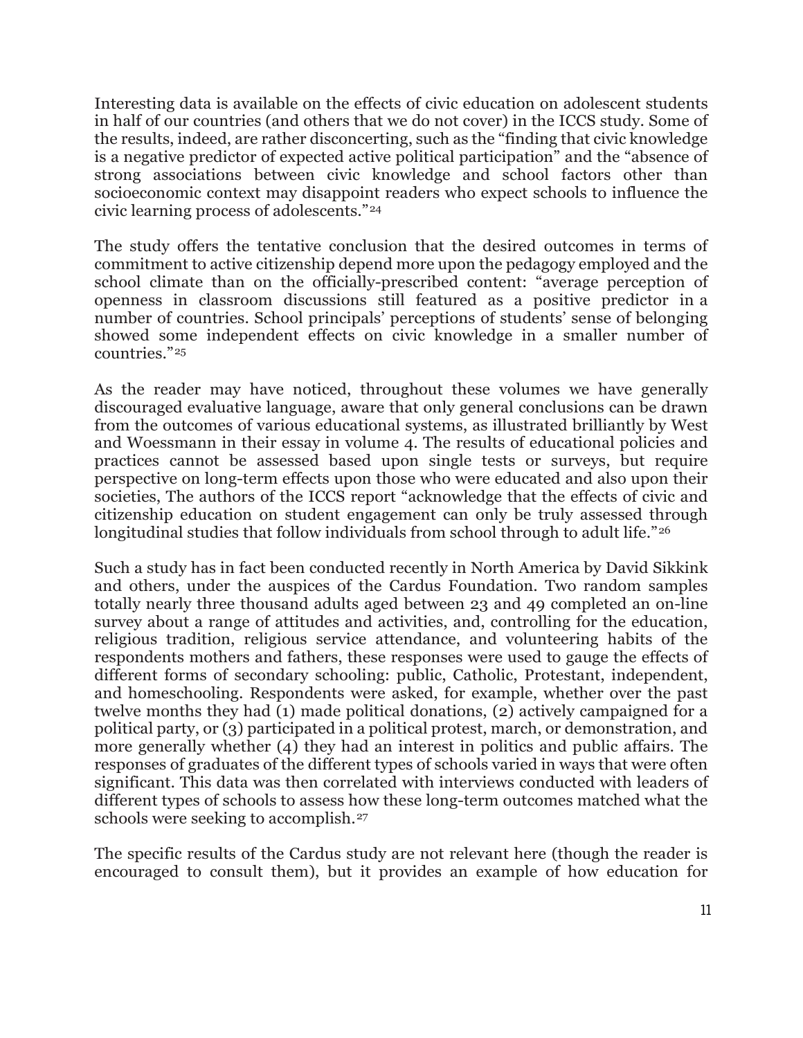Interesting data is available on the effects of civic education on adolescent students in half of our countries (and others that we do not cover) in the ICCS study. Some of the results, indeed, are rather disconcerting, such as the "finding that civic knowledge is a negative predictor of expected active political participation" and the "absence of strong associations between civic knowledge and school factors other than socioeconomic context may disappoint readers who expect schools to influence the civic learning process of adolescents."[24]

The study offers the tentative conclusion that the desired outcomes in terms of commitment to active citizenship depend more upon the pedagogy employed and the school climate than on the officially-prescribed content: "average perception of openness in classroom discussions still featured as a positive predictor in a number of countries. School principals' perceptions of students' sense of belonging showed some independent effects on civic knowledge in a smaller number of countries."[25]

As the reader may have noticed, throughout these volumes we have generally discouraged evaluative language, aware that only general conclusions can be drawn from the outcomes of various educational systems, as illustrated brilliantly by West and Woessmann in their essay in volume 4. The results of educational policies and practices cannot be assessed based upon single tests or surveys, but require perspective on long-term effects upon those who were educated and also upon their societies, The authors of the ICCS report "acknowledge that the effects of civic and citizenship education on student engagement can only be truly assessed through longitudinal studies that follow individuals from school through to adult life."[26]

Such a study has in fact been conducted recently in North America by David Sikkink and others, under the auspices of the Cardus Foundation. Two random samples totally nearly three thousand adults aged between 23 and 49 completed an on-line survey about a range of attitudes and activities, and, controlling for the education, religious tradition, religious service attendance, and volunteering habits of the respondents mothers and fathers, these responses were used to gauge the effects of different forms of secondary schooling: public, Catholic, Protestant, independent, and homeschooling. Respondents were asked, for example, whether over the past twelve months they had (1) made political donations, (2) actively campaigned for a political party, or (3) participated in a political protest, march, or demonstration, and more generally whether (4) they had an interest in politics and public affairs. The responses of graduates of the different types of schools varied in ways that were often significant. This data was then correlated with interviews conducted with leaders of different types of schools to assess how these long-term outcomes matched what the schools were seeking to accomplish.[27]

The specific results of the Cardus study are not relevant here (though the reader is encouraged to consult them), but it provides an example of how education for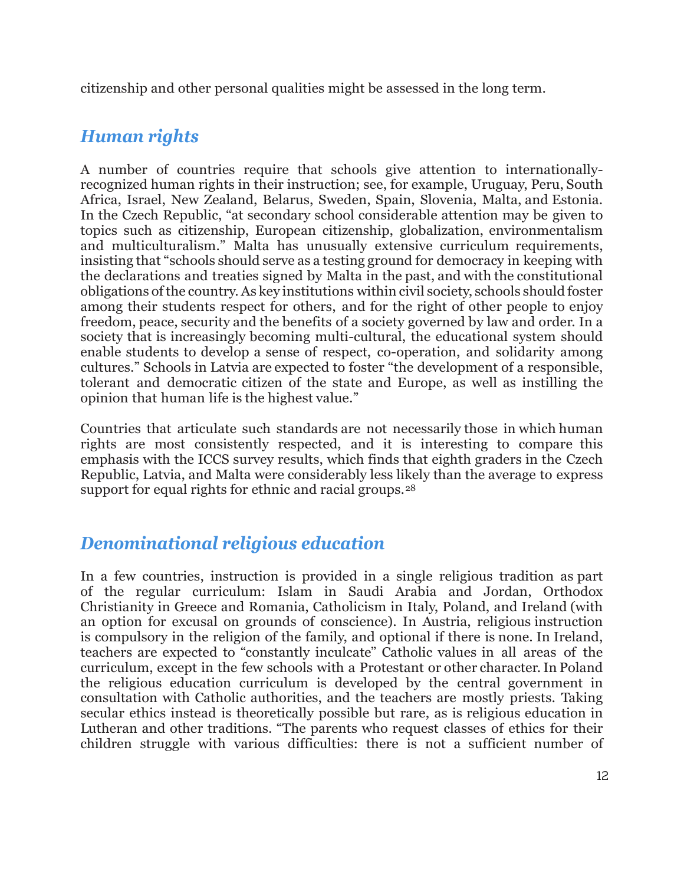citizenship and other personal qualities might be assessed in the long term.

## *Human rights*

A number of countries require that schools give attention to internationally-recognized human rights in their instruction; see, for example, Uruguay, Peru, South Africa, Israel, New Zealand, Belarus, Sweden, Spain, Slovenia, Malta, and Estonia. In the Czech Republic, "at secondary school considerable attention may be given to topics such as citizenship, European citizenship, globalization, environmentalism and multiculturalism." Malta has unusually extensive curriculum requirements, insisting that "schools should serve as a testing ground for democracy in keeping with the declarations and treaties signed by Malta in the past, and with the constitutional obligations of the country. As key institutions within civil society, schools should foster among their students respect for others, and for the right of other people to enjoy freedom, peace, security and the benefits of a society governed by law and order. In a society that is increasingly becoming multi-cultural, the educational system should enable students to develop a sense of respect, co-operation, and solidarity among cultures." Schools in Latvia are expected to foster "the development of a responsible, tolerant and democratic citizen of the state and Europe, as well as instilling the opinion that human life is the highest value."

Countries that articulate such standards are not necessarily those in which human rights are most consistently respected, and it is interesting to compare this emphasis with the ICCS survey results, which finds that eighth graders in the Czech Republic, Latvia, and Malta were considerably less likely than the average to express support for equal rights for ethnic and racial groups.[28]

## *Denominational religious education*

In a few countries, instruction is provided in a single religious tradition as part of the regular curriculum: Islam in Saudi Arabia and Jordan, Orthodox Christianity in Greece and Romania, Catholicism in Italy, Poland, and Ireland (with an option for excusal on grounds of conscience). In Austria, religious instruction is compulsory in the religion of the family, and optional if there is none. In Ireland, teachers are expected to "constantly inculcate" Catholic values in all areas of the curriculum, except in the few schools with a Protestant or other character. In Poland the religious education curriculum is developed by the central government in consultation with Catholic authorities, and the teachers are mostly priests. Taking secular ethics instead is theoretically possible but rare, as is religious education in Lutheran and other traditions. "The parents who request classes of ethics for their children struggle with various difficulties: there is not a sufficient number of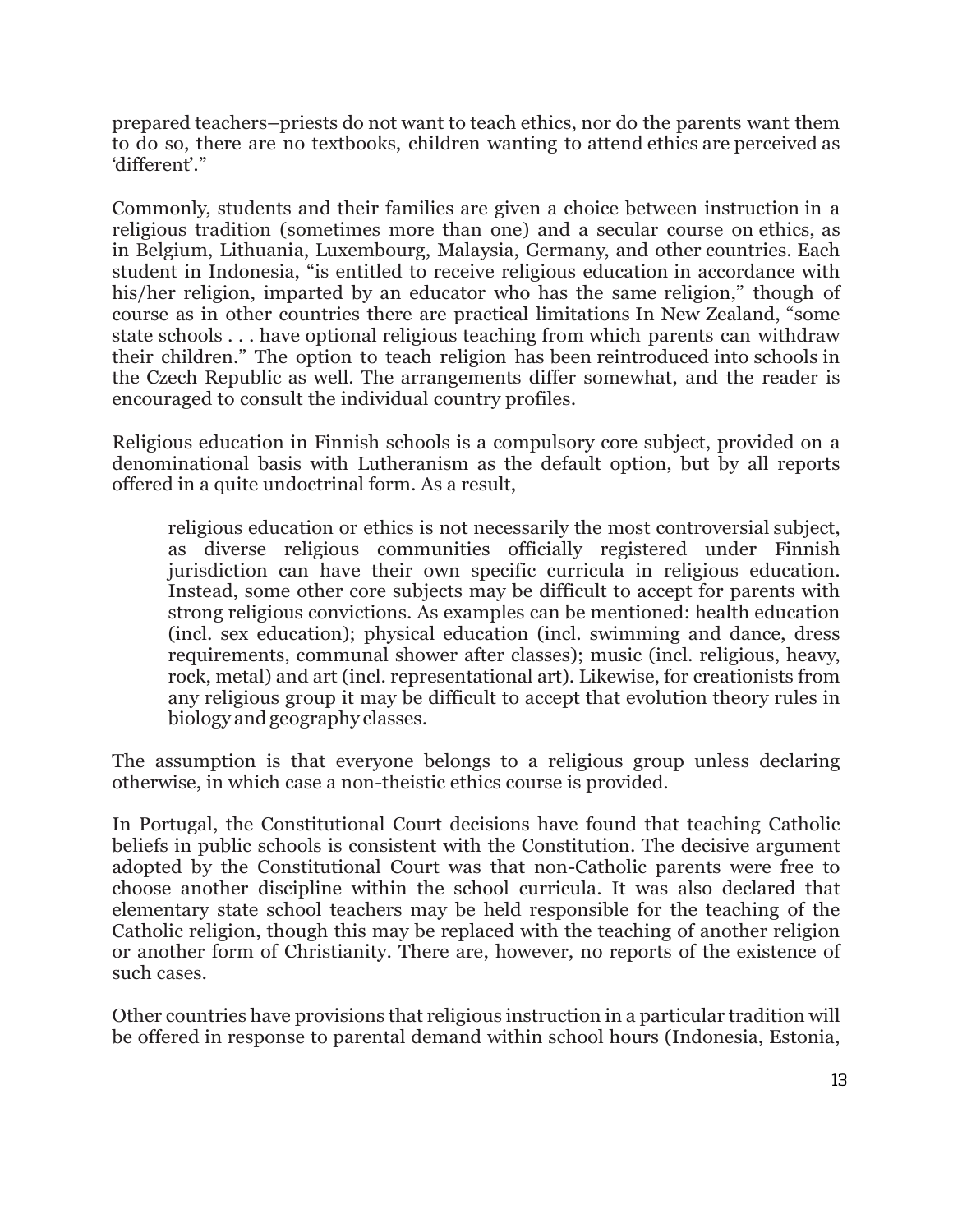prepared teachers–priests do not want to teach ethics, nor do the parents want them to do so, there are no textbooks, children wanting to attend ethics are perceived as 'different'."

Commonly, students and their families are given a choice between instruction in a religious tradition (sometimes more than one) and a secular course on ethics, as in Belgium, Lithuania, Luxembourg, Malaysia, Germany, and other countries. Each student in Indonesia, "is entitled to receive religious education in accordance with his/her religion, imparted by an educator who has the same religion," though of course as in other countries there are practical limitations In New Zealand, "some state schools . . . have optional religious teaching from which parents can withdraw their children." The option to teach religion has been reintroduced into schools in the Czech Republic as well. The arrangements differ somewhat, and the reader is encouraged to consult the individual country profiles.

Religious education in Finnish schools is a compulsory core subject, provided on a denominational basis with Lutheranism as the default option, but by all reports offered in a quite undoctrinal form. As a result,

> religious education or ethics is not necessarily the most controversial subject, as diverse religious communities officially registered under Finnish jurisdiction can have their own specific curricula in religious education. Instead, some other core subjects may be difficult to accept for parents with strong religious convictions. As examples can be mentioned: health education (incl. sex education); physical education (incl. swimming and dance, dress requirements, communal shower after classes); music (incl. religious, heavy, rock, metal) and art (incl. representational art). Likewise, for creationists from any religious group it may be difficult to accept that evolution theory rules in biology and geography classes.

The assumption is that everyone belongs to a religious group unless declaring otherwise, in which case a non-theistic ethics course is provided.

In Portugal, the Constitutional Court decisions have found that teaching Catholic beliefs in public schools is consistent with the Constitution. The decisive argument adopted by the Constitutional Court was that non-Catholic parents were free to choose another discipline within the school curricula. It was also declared that elementary state school teachers may be held responsible for the teaching of the Catholic religion, though this may be replaced with the teaching of another religion or another form of Christianity. There are, however, no reports of the existence of such cases.

Other countries have provisions that religious instruction in a particular tradition will be offered in response to parental demand within school hours (Indonesia, Estonia,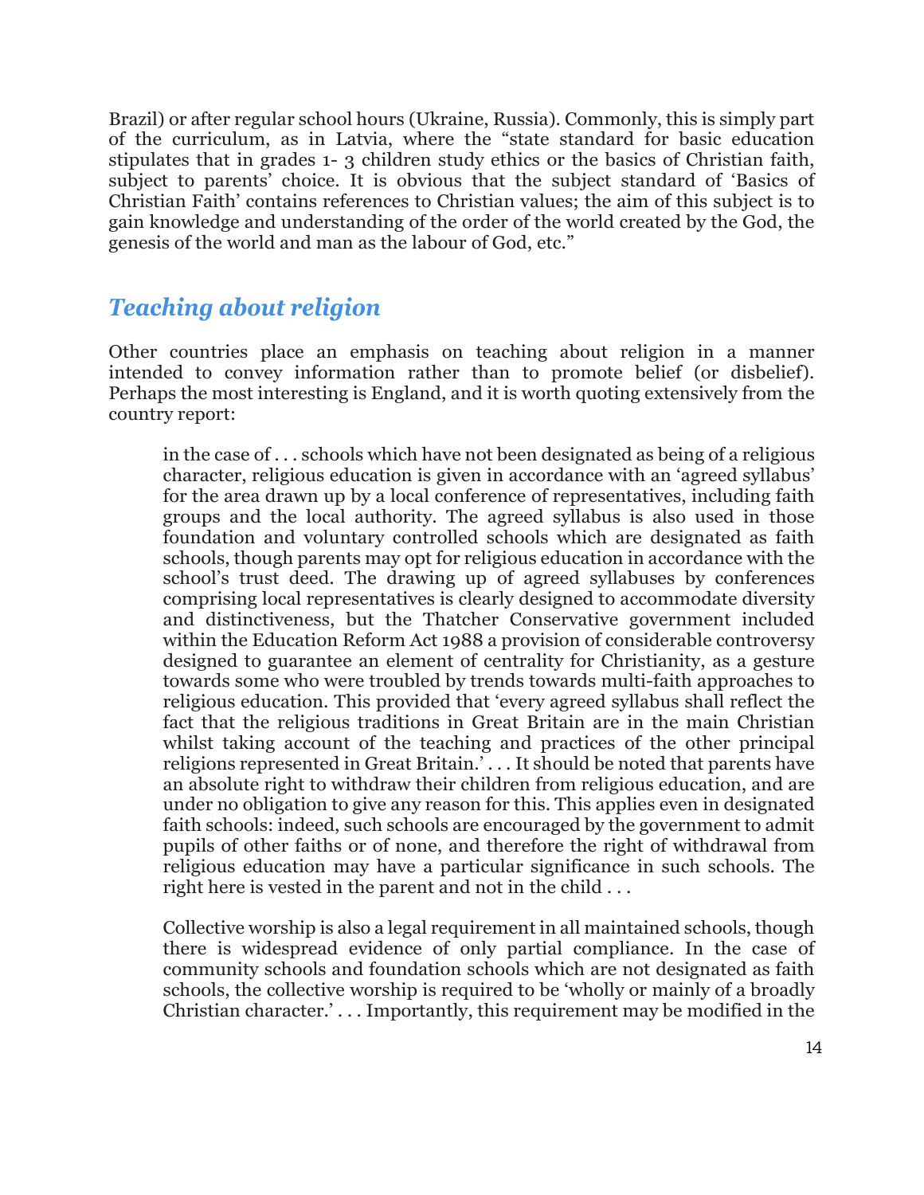Brazil) or after regular school hours (Ukraine, Russia). Commonly, this is simply part of the curriculum, as in Latvia, where the "state standard for basic education stipulates that in grades 1- 3 children study ethics or the basics of Christian faith, subject to parents' choice. It is obvious that the subject standard of 'Basics of Christian Faith' contains references to Christian values; the aim of this subject is to gain knowledge and understanding of the order of the world created by the God, the genesis of the world and man as the labour of God, etc."

## *Teaching about religion*

Other countries place an emphasis on teaching about religion in a manner intended to convey information rather than to promote belief (or disbelief). Perhaps the most interesting is England, and it is worth quoting extensively from the country report:

> in the case of . . . schools which have not been designated as being of a religious character, religious education is given in accordance with an 'agreed syllabus' for the area drawn up by a local conference of representatives, including faith groups and the local authority. The agreed syllabus is also used in those foundation and voluntary controlled schools which are designated as faith schools, though parents may opt for religious education in accordance with the school's trust deed. The drawing up of agreed syllabuses by conferences comprising local representatives is clearly designed to accommodate diversity and distinctiveness, but the Thatcher Conservative government included within the Education Reform Act 1988 a provision of considerable controversy designed to guarantee an element of centrality for Christianity, as a gesture towards some who were troubled by trends towards multi-faith approaches to religious education. This provided that 'every agreed syllabus shall reflect the fact that the religious traditions in Great Britain are in the main Christian whilst taking account of the teaching and practices of the other principal religions represented in Great Britain.' . . . It should be noted that parents have an absolute right to withdraw their children from religious education, and are under no obligation to give any reason for this. This applies even in designated faith schools: indeed, such schools are encouraged by the government to admit pupils of other faiths or of none, and therefore the right of withdrawal from religious education may have a particular significance in such schools. The right here is vested in the parent and not in the child . . .
>
> Collective worship is also a legal requirement in all maintained schools, though there is widespread evidence of only partial compliance. In the case of community schools and foundation schools which are not designated as faith schools, the collective worship is required to be 'wholly or mainly of a broadly Christian character.' . . . Importantly, this requirement may be modified in the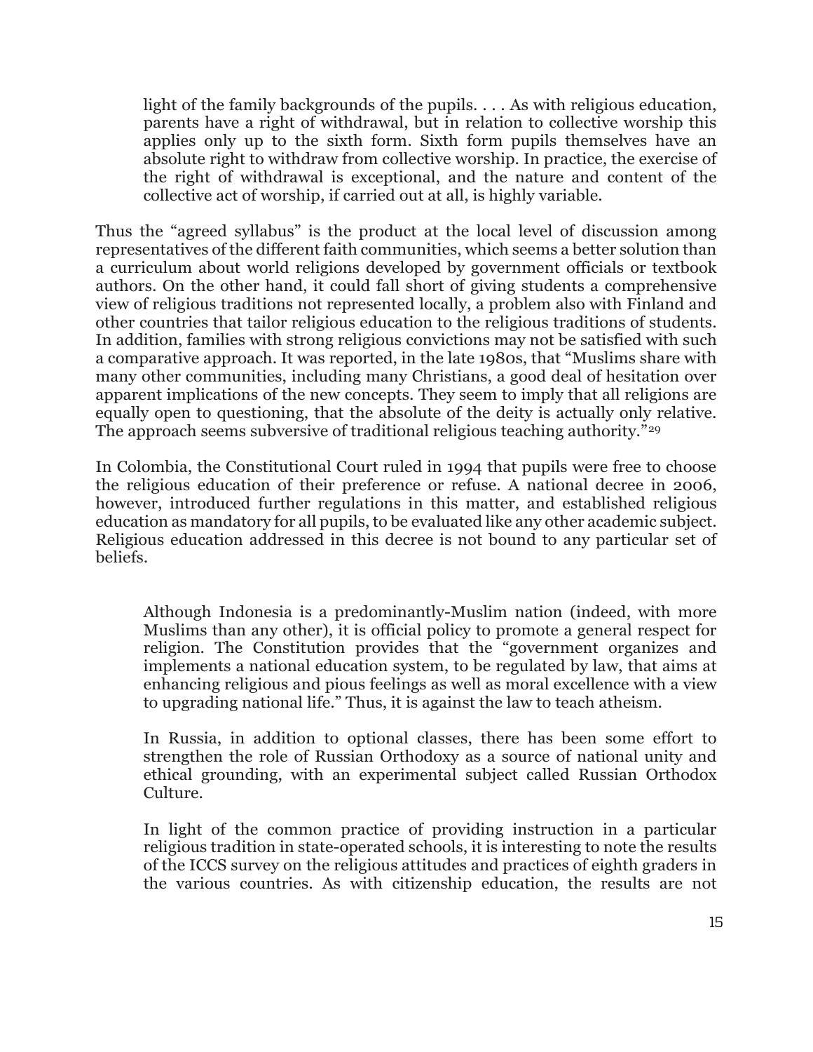> light of the family backgrounds of the pupils. . . . As with religious education, parents have a right of withdrawal, but in relation to collective worship this applies only up to the sixth form. Sixth form pupils themselves have an absolute right to withdraw from collective worship. In practice, the exercise of the right of withdrawal is exceptional, and the nature and content of the collective act of worship, if carried out at all, is highly variable.

Thus the "agreed syllabus" is the product at the local level of discussion among representatives of the different faith communities, which seems a better solution than a curriculum about world religions developed by government officials or textbook authors. On the other hand, it could fall short of giving students a comprehensive view of religious traditions not represented locally, a problem also with Finland and other countries that tailor religious education to the religious traditions of students. In addition, families with strong religious convictions may not be satisfied with such a comparative approach. It was reported, in the late 1980s, that "Muslims share with many other communities, including many Christians, a good deal of hesitation over apparent implications of the new concepts. They seem to imply that all religions are equally open to questioning, that the absolute of the deity is actually only relative. The approach seems subversive of traditional religious teaching authority."[29]

In Colombia, the Constitutional Court ruled in 1994 that pupils were free to choose the religious education of their preference or refuse. A national decree in 2006, however, introduced further regulations in this matter, and established religious education as mandatory for all pupils, to be evaluated like any other academic subject. Religious education addressed in this decree is not bound to any particular set of beliefs.

> Although Indonesia is a predominantly-Muslim nation (indeed, with more Muslims than any other), it is official policy to promote a general respect for religion. The Constitution provides that the "government organizes and implements a national education system, to be regulated by law, that aims at enhancing religious and pious feelings as well as moral excellence with a view to upgrading national life." Thus, it is against the law to teach atheism.
>
> In Russia, in addition to optional classes, there has been some effort to strengthen the role of Russian Orthodoxy as a source of national unity and ethical grounding, with an experimental subject called Russian Orthodox Culture.
>
> In light of the common practice of providing instruction in a particular religious tradition in state-operated schools, it is interesting to note the results of the ICCS survey on the religious attitudes and practices of eighth graders in the various countries. As with citizenship education, the results are not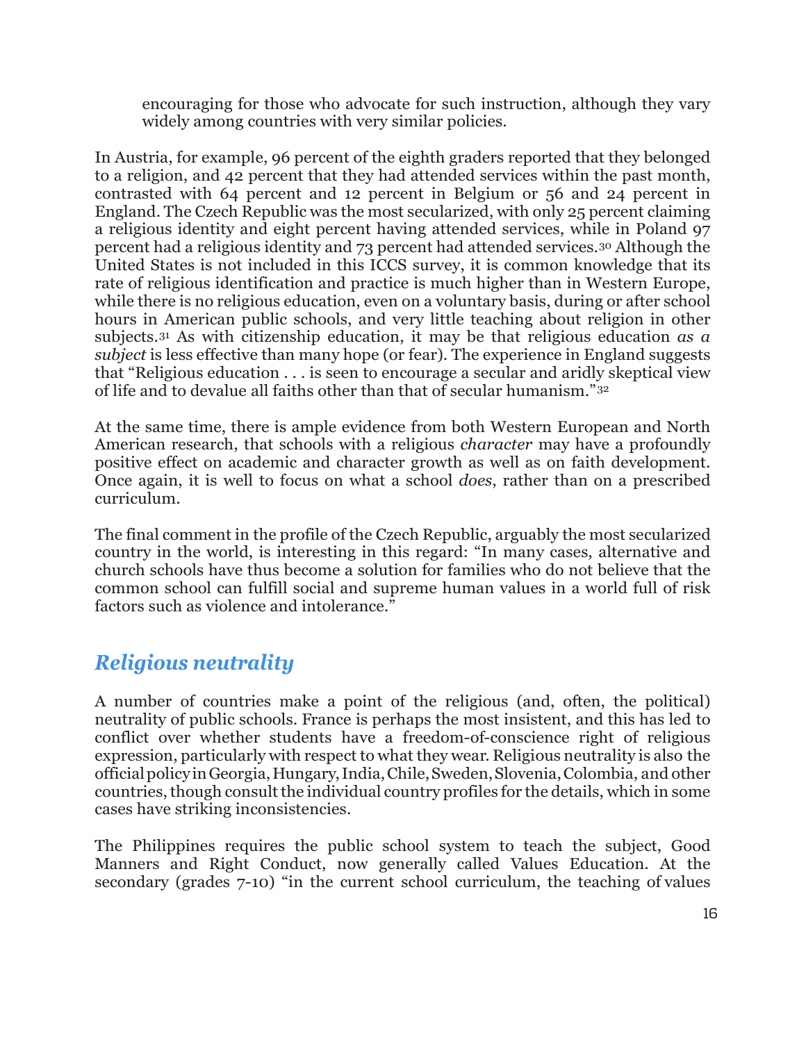encouraging for those who advocate for such instruction, although they vary widely among countries with very similar policies.

In Austria, for example, 96 percent of the eighth graders reported that they belonged to a religion, and 42 percent that they had attended services within the past month, contrasted with 64 percent and 12 percent in Belgium or 56 and 24 percent in England. The Czech Republic was the most secularized, with only 25 percent claiming a religious identity and eight percent having attended services, while in Poland 97 percent had a religious identity and 73 percent had attended services.[30] Although the United States is not included in this ICCS survey, it is common knowledge that its rate of religious identification and practice is much higher than in Western Europe, while there is no religious education, even on a voluntary basis, during or after school hours in American public schools, and very little teaching about religion in other subjects.[31] As with citizenship education, it may be that religious education *as a subject* is less effective than many hope (or fear). The experience in England suggests that "Religious education . . . is seen to encourage a secular and aridly skeptical view of life and to devalue all faiths other than that of secular humanism."[32]

At the same time, there is ample evidence from both Western European and North American research, that schools with a religious *character* may have a profoundly positive effect on academic and character growth as well as on faith development. Once again, it is well to focus on what a school *does*, rather than on a prescribed curriculum.

The final comment in the profile of the Czech Republic, arguably the most secularized country in the world, is interesting in this regard: "In many cases, alternative and church schools have thus become a solution for families who do not believe that the common school can fulfill social and supreme human values in a world full of risk factors such as violence and intolerance."

## *Religious neutrality*

A number of countries make a point of the religious (and, often, the political) neutrality of public schools. France is perhaps the most insistent, and this has led to conflict over whether students have a freedom-of-conscience right of religious expression, particularly with respect to what they wear. Religious neutrality is also the official policy in Georgia, Hungary, India, Chile, Sweden, Slovenia, Colombia, and other countries, though consult the individual country profiles for the details, which in some cases have striking inconsistencies.

The Philippines requires the public school system to teach the subject, Good Manners and Right Conduct, now generally called Values Education. At the secondary (grades 7-10) "in the current school curriculum, the teaching of values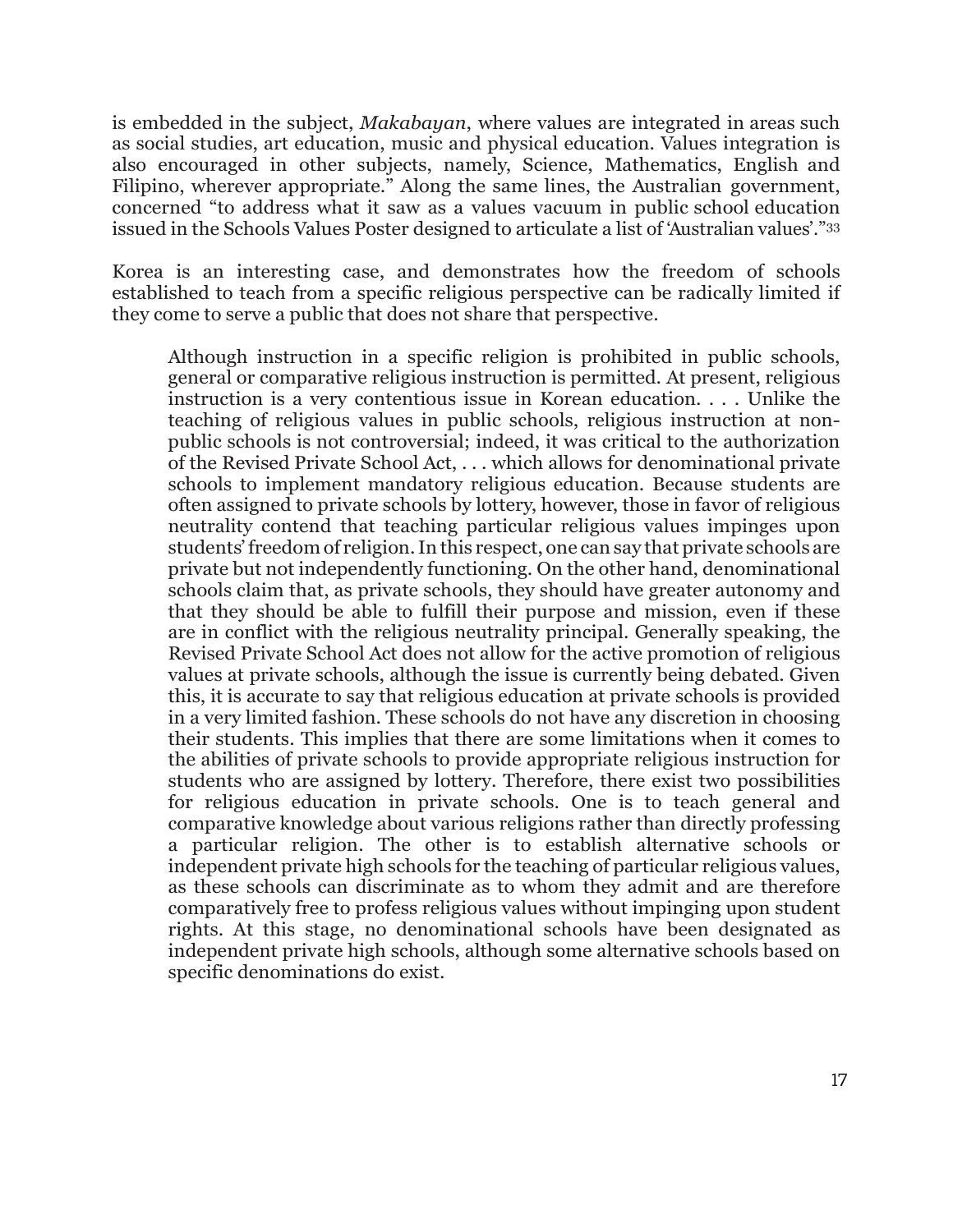is embedded in the subject, *Makabayan*, where values are integrated in areas such as social studies, art education, music and physical education. Values integration is also encouraged in other subjects, namely, Science, Mathematics, English and Filipino, wherever appropriate." Along the same lines, the Australian government, concerned "to address what it saw as a values vacuum in public school education issued in the Schools Values Poster designed to articulate a list of 'Australian values'."[33]

Korea is an interesting case, and demonstrates how the freedom of schools established to teach from a specific religious perspective can be radically limited if they come to serve a public that does not share that perspective.

> Although instruction in a specific religion is prohibited in public schools, general or comparative religious instruction is permitted. At present, religious instruction is a very contentious issue in Korean education. . . . Unlike the teaching of religious values in public schools, religious instruction at non-public schools is not controversial; indeed, it was critical to the authorization of the Revised Private School Act, . . . which allows for denominational private schools to implement mandatory religious education. Because students are often assigned to private schools by lottery, however, those in favor of religious neutrality contend that teaching particular religious values impinges upon students' freedom of religion. In this respect, one can say that private schools are private but not independently functioning. On the other hand, denominational schools claim that, as private schools, they should have greater autonomy and that they should be able to fulfill their purpose and mission, even if these are in conflict with the religious neutrality principal. Generally speaking, the Revised Private School Act does not allow for the active promotion of religious values at private schools, although the issue is currently being debated. Given this, it is accurate to say that religious education at private schools is provided in a very limited fashion. These schools do not have any discretion in choosing their students. This implies that there are some limitations when it comes to the abilities of private schools to provide appropriate religious instruction for students who are assigned by lottery. Therefore, there exist two possibilities for religious education in private schools. One is to teach general and comparative knowledge about various religions rather than directly professing a particular religion. The other is to establish alternative schools or independent private high schools for the teaching of particular religious values, as these schools can discriminate as to whom they admit and are therefore comparatively free to profess religious values without impinging upon student rights. At this stage, no denominational schools have been designated as independent private high schools, although some alternative schools based on specific denominations do exist.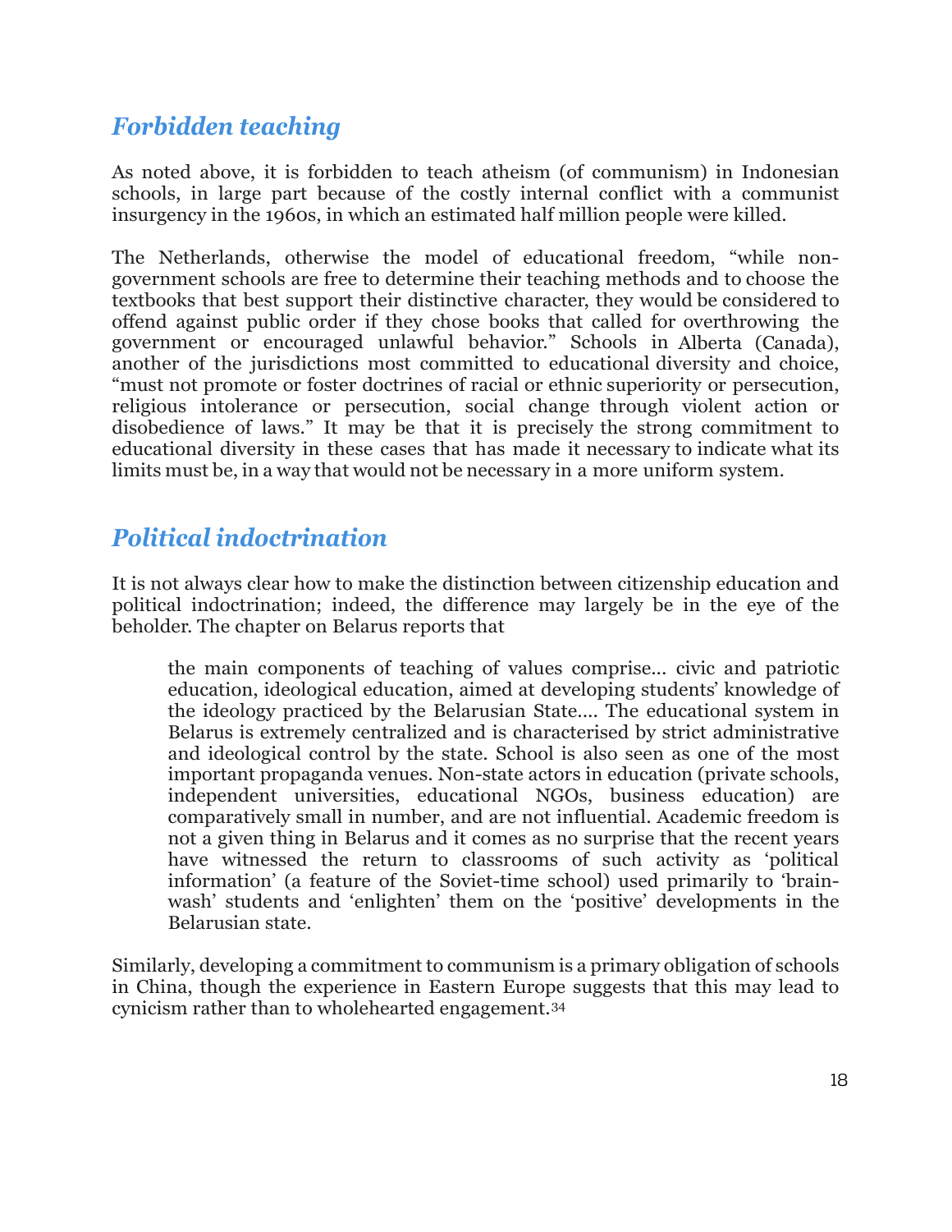## *Forbidden teaching*

As noted above, it is forbidden to teach atheism (of communism) in Indonesian schools, in large part because of the costly internal conflict with a communist insurgency in the 1960s, in which an estimated half million people were killed.

The Netherlands, otherwise the model of educational freedom, "while non-government schools are free to determine their teaching methods and to choose the textbooks that best support their distinctive character, they would be considered to offend against public order if they chose books that called for overthrowing the government or encouraged unlawful behavior." Schools in Alberta (Canada), another of the jurisdictions most committed to educational diversity and choice, "must not promote or foster doctrines of racial or ethnic superiority or persecution, religious intolerance or persecution, social change through violent action or disobedience of laws." It may be that it is precisely the strong commitment to educational diversity in these cases that has made it necessary to indicate what its limits must be, in a way that would not be necessary in a more uniform system.

## *Political indoctrination*

It is not always clear how to make the distinction between citizenship education and political indoctrination; indeed, the difference may largely be in the eye of the beholder. The chapter on Belarus reports that

> the main components of teaching of values comprise... civic and patriotic education, ideological education, aimed at developing students' knowledge of the ideology practiced by the Belarusian State.... The educational system in Belarus is extremely centralized and is characterised by strict administrative and ideological control by the state. School is also seen as one of the most important propaganda venues. Non-state actors in education (private schools, independent universities, educational NGOs, business education) are comparatively small in number, and are not influential. Academic freedom is not a given thing in Belarus and it comes as no surprise that the recent years have witnessed the return to classrooms of such activity as 'political information' (a feature of the Soviet-time school) used primarily to 'brain-wash' students and 'enlighten' them on the 'positive' developments in the Belarusian state.

Similarly, developing a commitment to communism is a primary obligation of schools in China, though the experience in Eastern Europe suggests that this may lead to cynicism rather than to wholehearted engagement.[34]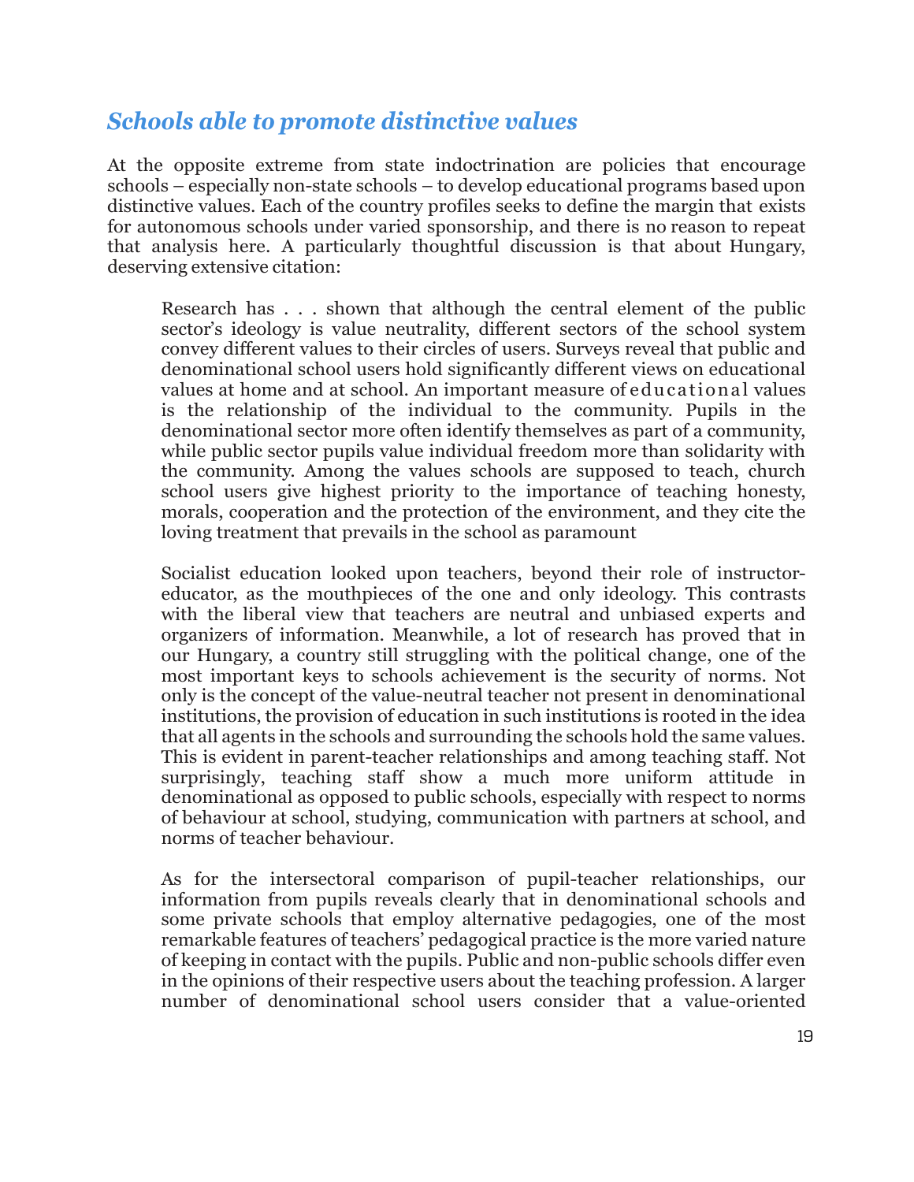## *Schools able to promote distinctive values*

At the opposite extreme from state indoctrination are policies that encourage schools – especially non-state schools – to develop educational programs based upon distinctive values. Each of the country profiles seeks to define the margin that exists for autonomous schools under varied sponsorship, and there is no reason to repeat that analysis here. A particularly thoughtful discussion is that about Hungary, deserving extensive citation:

> Research has . . . shown that although the central element of the public sector's ideology is value neutrality, different sectors of the school system convey different values to their circles of users. Surveys reveal that public and denominational school users hold significantly different views on educational values at home and at school. An important measure of educational values is the relationship of the individual to the community. Pupils in the denominational sector more often identify themselves as part of a community, while public sector pupils value individual freedom more than solidarity with the community. Among the values schools are supposed to teach, church school users give highest priority to the importance of teaching honesty, morals, cooperation and the protection of the environment, and they cite the loving treatment that prevails in the school as paramount
>
> Socialist education looked upon teachers, beyond their role of instructor-educator, as the mouthpieces of the one and only ideology. This contrasts with the liberal view that teachers are neutral and unbiased experts and organizers of information. Meanwhile, a lot of research has proved that in our Hungary, a country still struggling with the political change, one of the most important keys to schools achievement is the security of norms. Not only is the concept of the value-neutral teacher not present in denominational institutions, the provision of education in such institutions is rooted in the idea that all agents in the schools and surrounding the schools hold the same values. This is evident in parent-teacher relationships and among teaching staff. Not surprisingly, teaching staff show a much more uniform attitude in denominational as opposed to public schools, especially with respect to norms of behaviour at school, studying, communication with partners at school, and norms of teacher behaviour.
>
> As for the intersectoral comparison of pupil-teacher relationships, our information from pupils reveals clearly that in denominational schools and some private schools that employ alternative pedagogies, one of the most remarkable features of teachers' pedagogical practice is the more varied nature of keeping in contact with the pupils. Public and non-public schools differ even in the opinions of their respective users about the teaching profession. A larger number of denominational school users consider that a value-oriented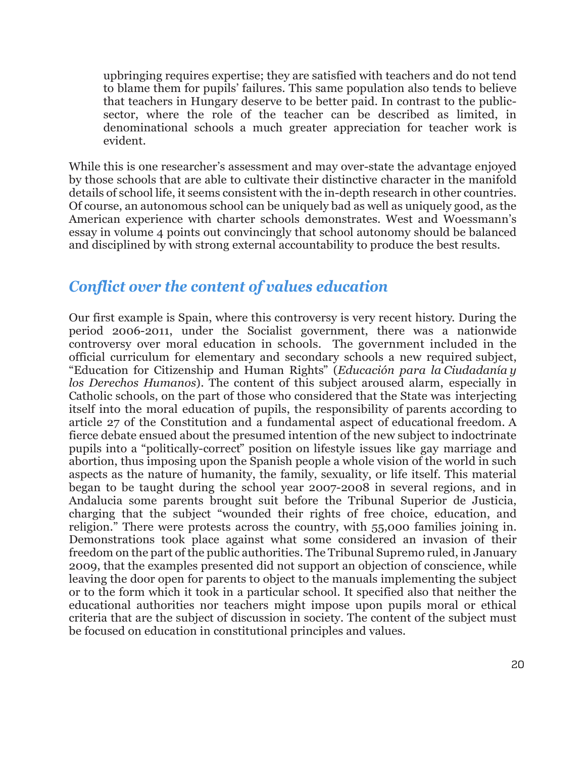> upbringing requires expertise; they are satisfied with teachers and do not tend to blame them for pupils' failures. This same population also tends to believe that teachers in Hungary deserve to be better paid. In contrast to the public-sector, where the role of the teacher can be described as limited, in denominational schools a much greater appreciation for teacher work is evident.

While this is one researcher's assessment and may over-state the advantage enjoyed by those schools that are able to cultivate their distinctive character in the manifold details of school life, it seems consistent with the in-depth research in other countries. Of course, an autonomous school can be uniquely bad as well as uniquely good, as the American experience with charter schools demonstrates. West and Woessmann's essay in volume 4 points out convincingly that school autonomy should be balanced and disciplined by with strong external accountability to produce the best results.

## *Conflict over the content of values education*

Our first example is Spain, where this controversy is very recent history. During the period 2006-2011, under the Socialist government, there was a nationwide controversy over moral education in schools. The government included in the official curriculum for elementary and secondary schools a new required subject, "Education for Citizenship and Human Rights" (*Educación para la Ciudadanía y los Derechos Humanos*). The content of this subject aroused alarm, especially in Catholic schools, on the part of those who considered that the State was interjecting itself into the moral education of pupils, the responsibility of parents according to article 27 of the Constitution and a fundamental aspect of educational freedom. A fierce debate ensued about the presumed intention of the new subject to indoctrinate pupils into a "politically-correct" position on lifestyle issues like gay marriage and abortion, thus imposing upon the Spanish people a whole vision of the world in such aspects as the nature of humanity, the family, sexuality, or life itself. This material began to be taught during the school year 2007-2008 in several regions, and in Andalucia some parents brought suit before the Tribunal Superior de Justicia, charging that the subject "wounded their rights of free choice, education, and religion." There were protests across the country, with 55,000 families joining in. Demonstrations took place against what some considered an invasion of their freedom on the part of the public authorities. The Tribunal Supremo ruled, in January 2009, that the examples presented did not support an objection of conscience, while leaving the door open for parents to object to the manuals implementing the subject or to the form which it took in a particular school. It specified also that neither the educational authorities nor teachers might impose upon pupils moral or ethical criteria that are the subject of discussion in society. The content of the subject must be focused on education in constitutional principles and values.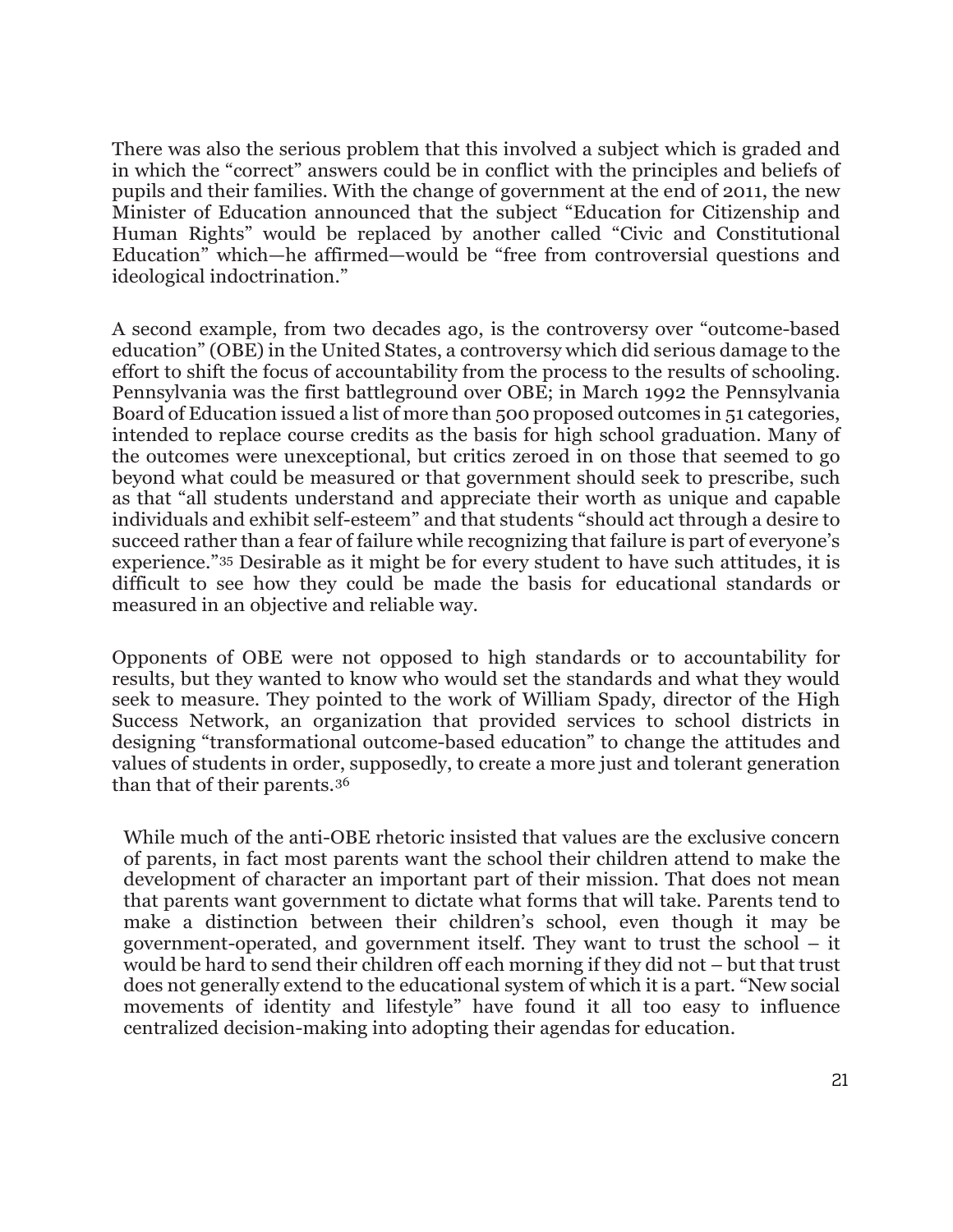There was also the serious problem that this involved a subject which is graded and in which the "correct" answers could be in conflict with the principles and beliefs of pupils and their families. With the change of government at the end of 2011, the new Minister of Education announced that the subject "Education for Citizenship and Human Rights" would be replaced by another called "Civic and Constitutional Education" which—he affirmed—would be "free from controversial questions and ideological indoctrination."

A second example, from two decades ago, is the controversy over "outcome-based education" (OBE) in the United States, a controversy which did serious damage to the effort to shift the focus of accountability from the process to the results of schooling. Pennsylvania was the first battleground over OBE; in March 1992 the Pennsylvania Board of Education issued a list of more than 500 proposed outcomes in 51 categories, intended to replace course credits as the basis for high school graduation. Many of the outcomes were unexceptional, but critics zeroed in on those that seemed to go beyond what could be measured or that government should seek to prescribe, such as that "all students understand and appreciate their worth as unique and capable individuals and exhibit self-esteem" and that students "should act through a desire to succeed rather than a fear of failure while recognizing that failure is part of everyone's experience."[35] Desirable as it might be for every student to have such attitudes, it is difficult to see how they could be made the basis for educational standards or measured in an objective and reliable way.

Opponents of OBE were not opposed to high standards or to accountability for results, but they wanted to know who would set the standards and what they would seek to measure. They pointed to the work of William Spady, director of the High Success Network, an organization that provided services to school districts in designing "transformational outcome-based education" to change the attitudes and values of students in order, supposedly, to create a more just and tolerant generation than that of their parents.[36]

> While much of the anti-OBE rhetoric insisted that values are the exclusive concern of parents, in fact most parents want the school their children attend to make the development of character an important part of their mission. That does not mean that parents want government to dictate what forms that will take. Parents tend to make a distinction between their children's school, even though it may be government-operated, and government itself. They want to trust the school – it would be hard to send their children off each morning if they did not – but that trust does not generally extend to the educational system of which it is a part. "New social movements of identity and lifestyle" have found it all too easy to influence centralized decision-making into adopting their agendas for education.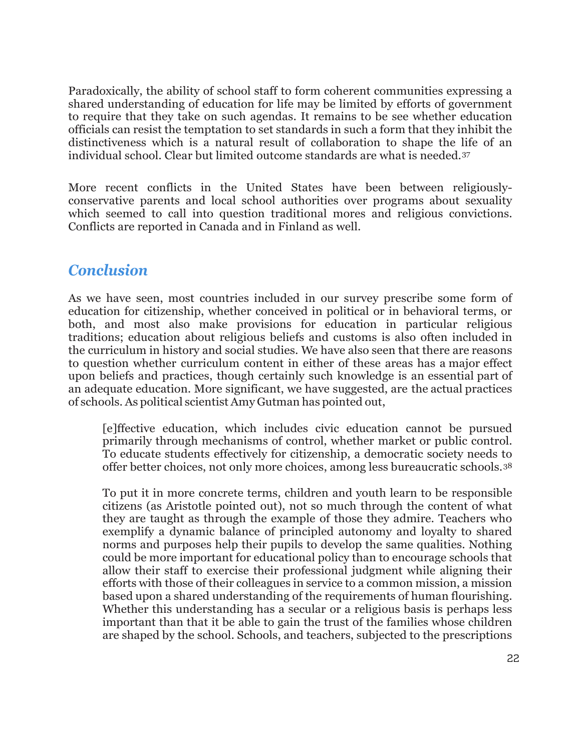Paradoxically, the ability of school staff to form coherent communities expressing a shared understanding of education for life may be limited by efforts of government to require that they take on such agendas. It remains to be see whether education officials can resist the temptation to set standards in such a form that they inhibit the distinctiveness which is a natural result of collaboration to shape the life of an individual school. Clear but limited outcome standards are what is needed.[37]

More recent conflicts in the United States have been between religiously-conservative parents and local school authorities over programs about sexuality which seemed to call into question traditional mores and religious convictions. Conflicts are reported in Canada and in Finland as well.

## *Conclusion*

As we have seen, most countries included in our survey prescribe some form of education for citizenship, whether conceived in political or in behavioral terms, or both, and most also make provisions for education in particular religious traditions; education about religious beliefs and customs is also often included in the curriculum in history and social studies. We have also seen that there are reasons to question whether curriculum content in either of these areas has a major effect upon beliefs and practices, though certainly such knowledge is an essential part of an adequate education. More significant, we have suggested, are the actual practices of schools. As political scientist Amy Gutman has pointed out,

> [e]ffective education, which includes civic education cannot be pursued primarily through mechanisms of control, whether market or public control. To educate students effectively for citizenship, a democratic society needs to offer better choices, not only more choices, among less bureaucratic schools.[38]
>
> To put it in more concrete terms, children and youth learn to be responsible citizens (as Aristotle pointed out), not so much through the content of what they are taught as through the example of those they admire. Teachers who exemplify a dynamic balance of principled autonomy and loyalty to shared norms and purposes help their pupils to develop the same qualities. Nothing could be more important for educational policy than to encourage schools that allow their staff to exercise their professional judgment while aligning their efforts with those of their colleagues in service to a common mission, a mission based upon a shared understanding of the requirements of human flourishing. Whether this understanding has a secular or a religious basis is perhaps less important than that it be able to gain the trust of the families whose children are shaped by the school. Schools, and teachers, subjected to the prescriptions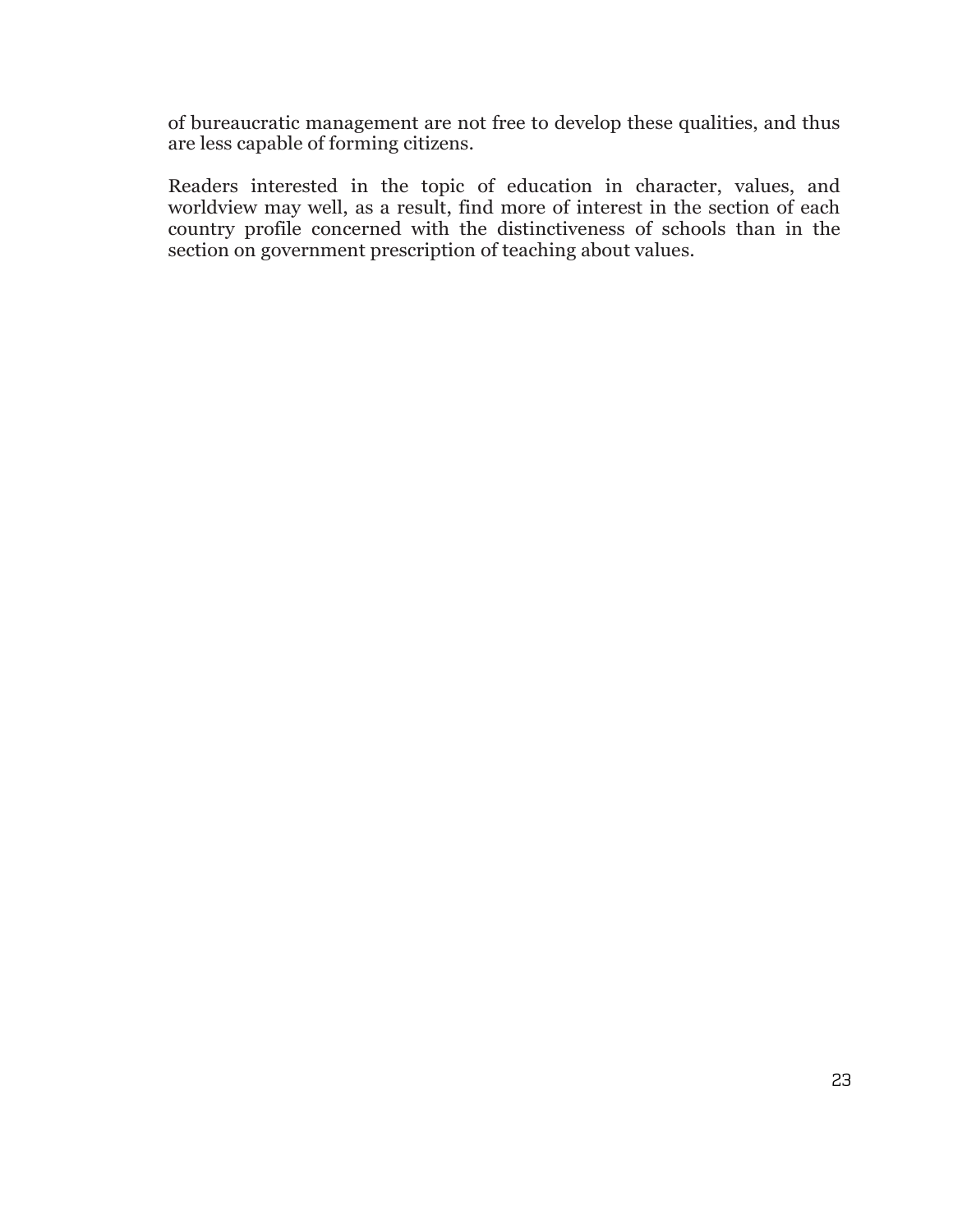of bureaucratic management are not free to develop these qualities, and thus are less capable of forming citizens.

Readers interested in the topic of education in character, values, and worldview may well, as a result, find more of interest in the section of each country profile concerned with the distinctiveness of schools than in the section on government prescription of teaching about values.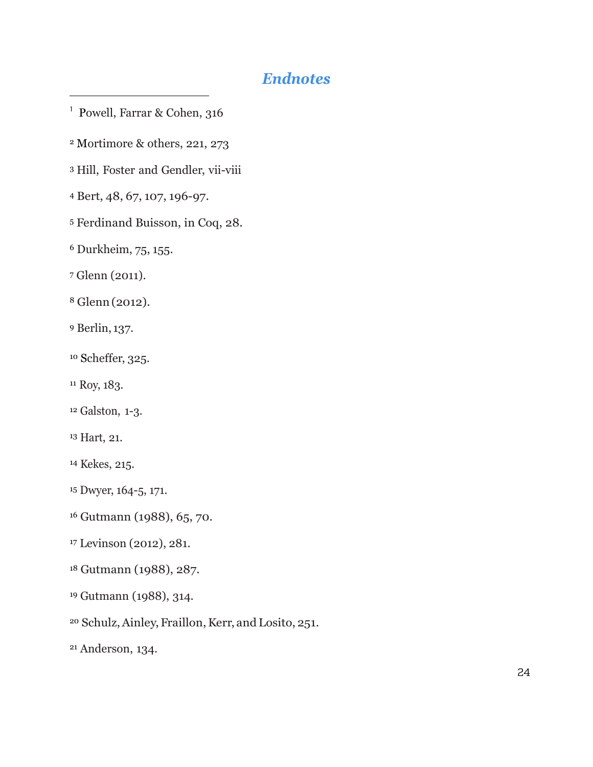## *Endnotes*

[1] Powell, Farrar & Cohen, 316

[2] Mortimore & others, 221, 273

[3] Hill, Foster and Gendler, vii-viii

[4] Bert, 48, 67, 107, 196-97.

[5] Ferdinand Buisson, in Coq, 28.

[6] Durkheim, 75, 155.

[7] Glenn (2011).

[8] Glenn (2012).

[9] Berlin, 137.

[10] Scheffer, 325.

[11] Roy, 183.

[12] Galston, 1-3.

[13] Hart, 21.

[14] Kekes, 215.

[15] Dwyer, 164-5, 171.

[16] Gutmann (1988), 65, 70.

[17] Levinson (2012), 281.

[18] Gutmann (1988), 287.

[19] Gutmann (1988), 314.

[20] Schulz, Ainley, Fraillon, Kerr, and Losito, 251.

[21] Anderson, 134.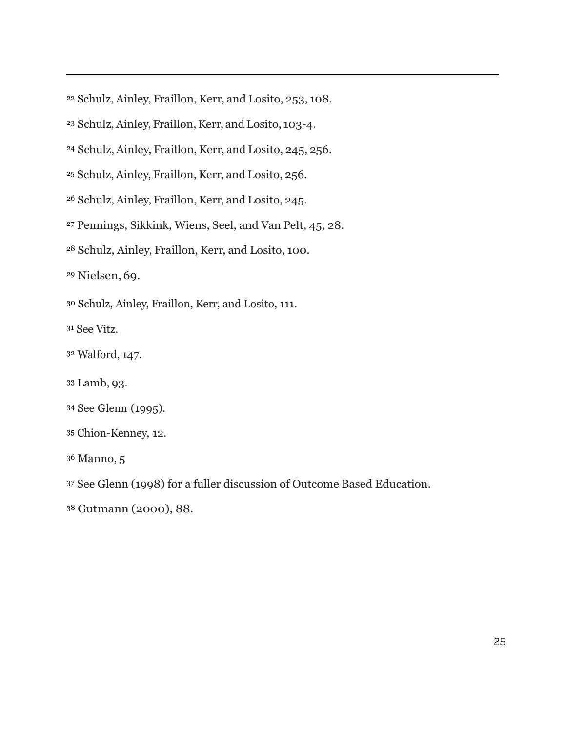[22] Schulz, Ainley, Fraillon, Kerr, and Losito, 253, 108.

[23] Schulz, Ainley, Fraillon, Kerr, and Losito, 103-4.

[24] Schulz, Ainley, Fraillon, Kerr, and Losito, 245, 256.

[25] Schulz, Ainley, Fraillon, Kerr, and Losito, 256.

[26] Schulz, Ainley, Fraillon, Kerr, and Losito, 245.

[27] Pennings, Sikkink, Wiens, Seel, and Van Pelt, 45, 28.

[28] Schulz, Ainley, Fraillon, Kerr, and Losito, 100.

[29] Nielsen, 69.

[30] Schulz, Ainley, Fraillon, Kerr, and Losito, 111.

[31] See Vitz.

[32] Walford, 147.

[33] Lamb, 93.

[34] See Glenn (1995).

[35] Chion-Kenney, 12.

[36] Manno, 5

[37] See Glenn (1998) for a fuller discussion of Outcome Based Education.

[38] Gutmann (2000), 88.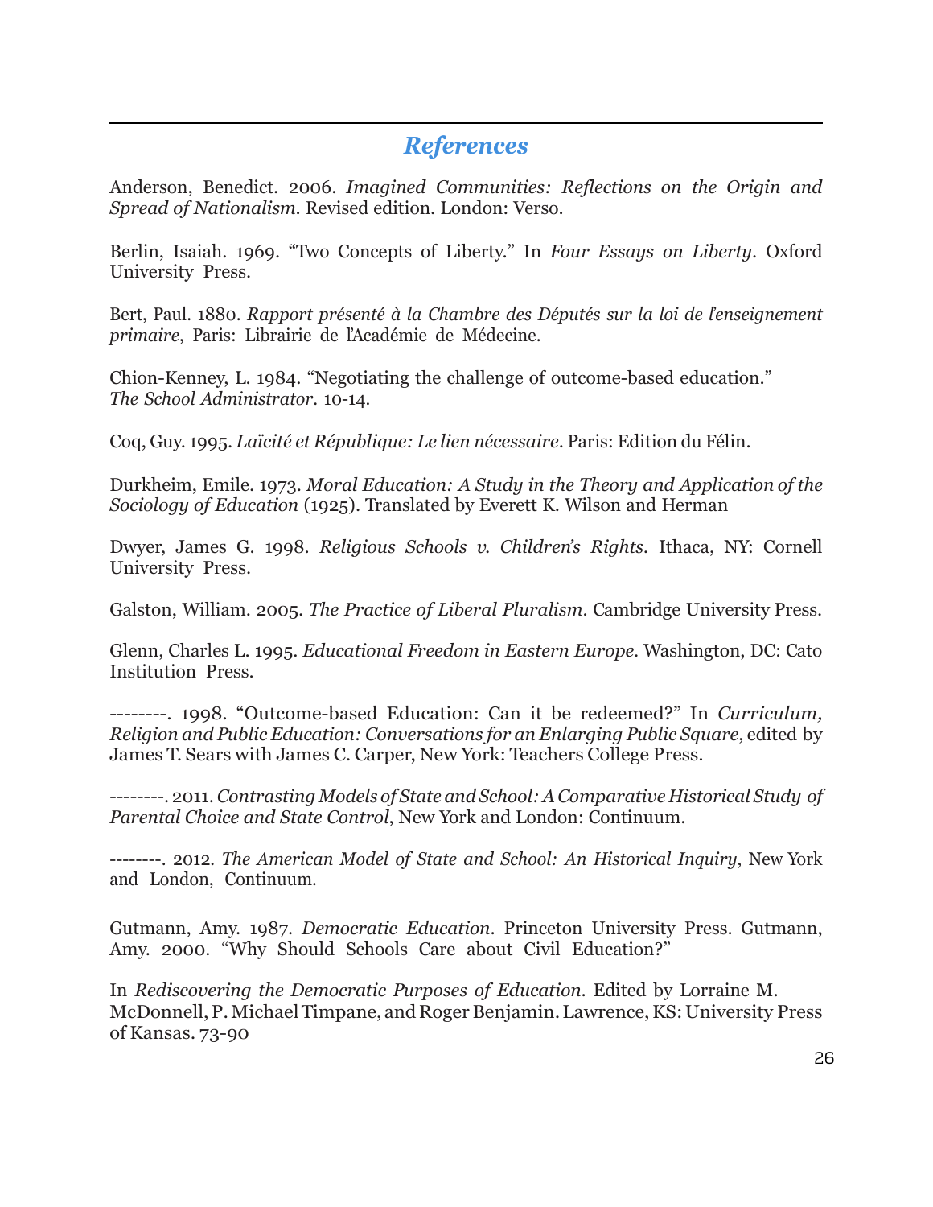## *References*

Anderson, Benedict. 2006. *Imagined Communities: Reflections on the Origin and Spread of Nationalism*. Revised edition. London: Verso.

Berlin, Isaiah. 1969. "Two Concepts of Liberty." In *Four Essays on Liberty*. Oxford University Press.

Bert, Paul. 1880. *Rapport présenté à la Chambre des Députés sur la loi de l'enseignement primaire*, Paris: Librairie de l'Académie de Médecine.

Chion-Kenney, L. 1984. "Negotiating the challenge of outcome-based education." *The School Administrator*. 10-14.

Coq, Guy. 1995. *Laïcité et République: Le lien nécessaire*. Paris: Edition du Félin.

Durkheim, Emile. 1973. *Moral Education: A Study in the Theory and Application of the Sociology of Education* (1925). Translated by Everett K. Wilson and Herman

Dwyer, James G. 1998. *Religious Schools v. Children's Rights*. Ithaca, NY: Cornell University Press.

Galston, William. 2005. *The Practice of Liberal Pluralism*. Cambridge University Press.

Glenn, Charles L. 1995. *Educational Freedom in Eastern Europe*. Washington, DC: Cato Institution Press.

--------. 1998. "Outcome-based Education: Can it be redeemed?" In *Curriculum, Religion and Public Education: Conversations for an Enlarging Public Square*, edited by James T. Sears with James C. Carper, New York: Teachers College Press.

--------. 2011. *Contrasting Models of State and School: A Comparative Historical Study of Parental Choice and State Control*, New York and London: Continuum.

--------. 2012. *The American Model of State and School: An Historical Inquiry*, New York and London, Continuum.

Gutmann, Amy. 1987. *Democratic Education*. Princeton University Press. Gutmann, Amy. 2000. "Why Should Schools Care about Civil Education?"

In *Rediscovering the Democratic Purposes of Education*. Edited by Lorraine M. McDonnell, P. Michael Timpane, and Roger Benjamin. Lawrence, KS: University Press of Kansas. 73-90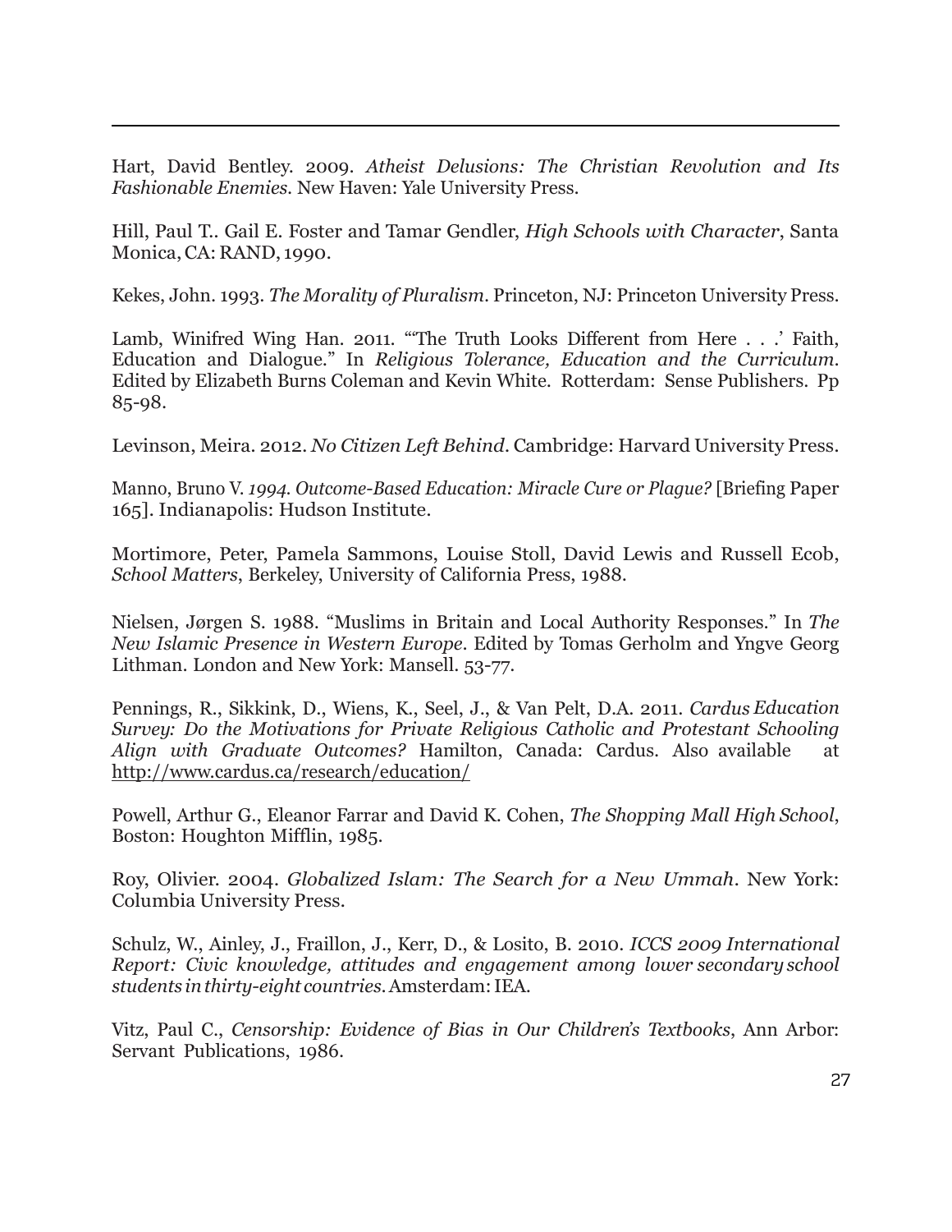Hart, David Bentley. 2009. *Atheist Delusions: The Christian Revolution and Its Fashionable Enemies*. New Haven: Yale University Press.

Hill, Paul T.. Gail E. Foster and Tamar Gendler, *High Schools with Character*, Santa Monica, CA: RAND, 1990.

Kekes, John. 1993. *The Morality of Pluralism*. Princeton, NJ: Princeton University Press.

Lamb, Winifred Wing Han. 2011. "'The Truth Looks Different from Here . . .' Faith, Education and Dialogue." In *Religious Tolerance, Education and the Curriculum*. Edited by Elizabeth Burns Coleman and Kevin White. Rotterdam: Sense Publishers. Pp 85-98.

Levinson, Meira. 2012. *No Citizen Left Behind*. Cambridge: Harvard University Press.

Manno, Bruno V. *1994. Outcome-Based Education: Miracle Cure or Plague?* [Briefing Paper 165]. Indianapolis: Hudson Institute.

Mortimore, Peter, Pamela Sammons, Louise Stoll, David Lewis and Russell Ecob, *School Matters*, Berkeley, University of California Press, 1988.

Nielsen, Jørgen S. 1988. "Muslims in Britain and Local Authority Responses." In *The New Islamic Presence in Western Europe*. Edited by Tomas Gerholm and Yngve Georg Lithman. London and New York: Mansell. 53-77.

Pennings, R., Sikkink, D., Wiens, K., Seel, J., & Van Pelt, D.A. 2011. *Cardus Education Survey: Do the Motivations for Private Religious Catholic and Protestant Schooling Align with Graduate Outcomes?* Hamilton, Canada: Cardus. Also available at http://www.cardus.ca/research/education/

Powell, Arthur G., Eleanor Farrar and David K. Cohen, *The Shopping Mall High School*, Boston: Houghton Mifflin, 1985.

Roy, Olivier. 2004. *Globalized Islam: The Search for a New Ummah*. New York: Columbia University Press.

Schulz, W., Ainley, J., Fraillon, J., Kerr, D., & Losito, B. 2010. *ICCS 2009 International Report: Civic knowledge, attitudes and engagement among lower secondary school students in thirty-eight countries*. Amsterdam: IEA.

Vitz, Paul C., *Censorship: Evidence of Bias in Our Children's Textbooks*, Ann Arbor: Servant Publications, 1986.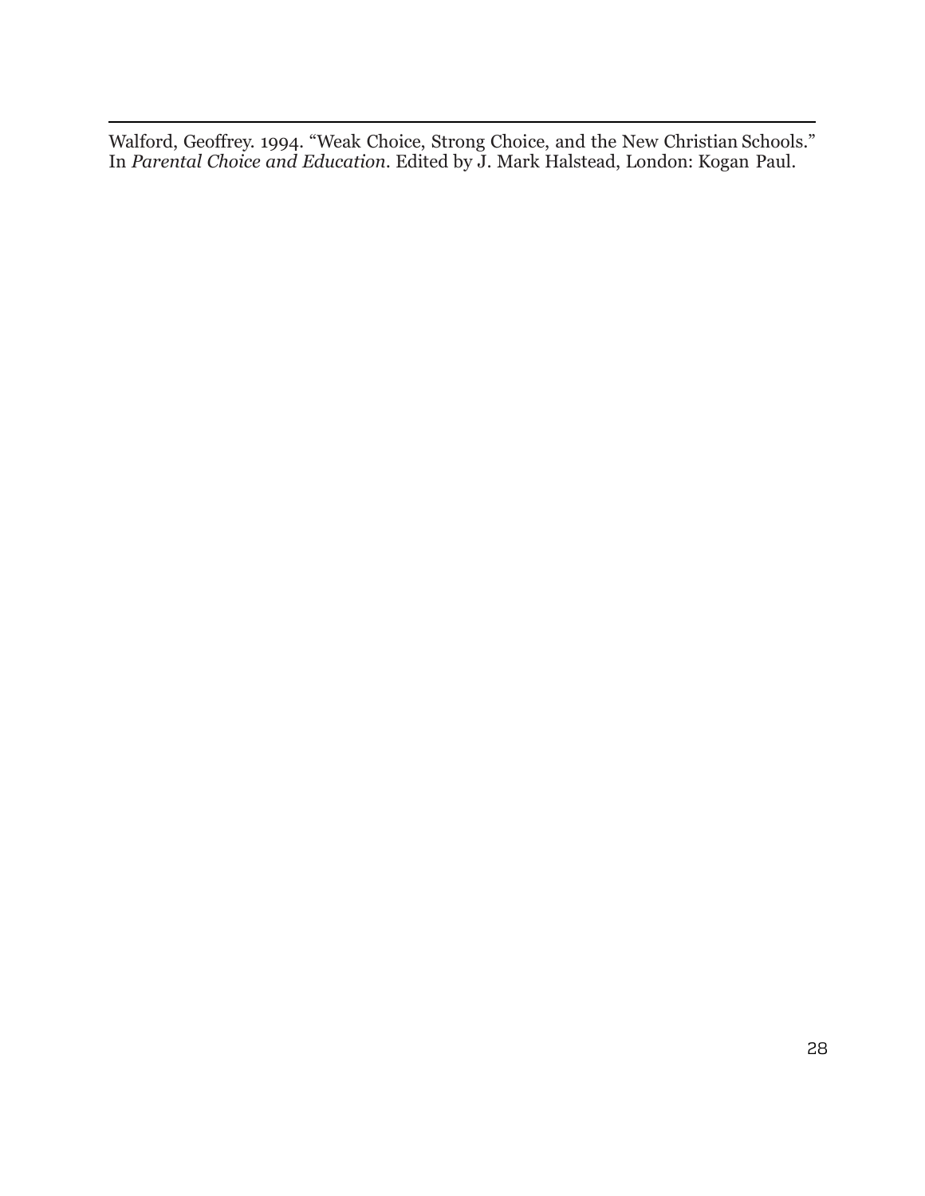Walford, Geoffrey. 1994. “Weak Choice, Strong Choice, and the New Christian Schools.” In *Parental Choice and Education*. Edited by J. Mark Halstead, London: Kogan Paul.